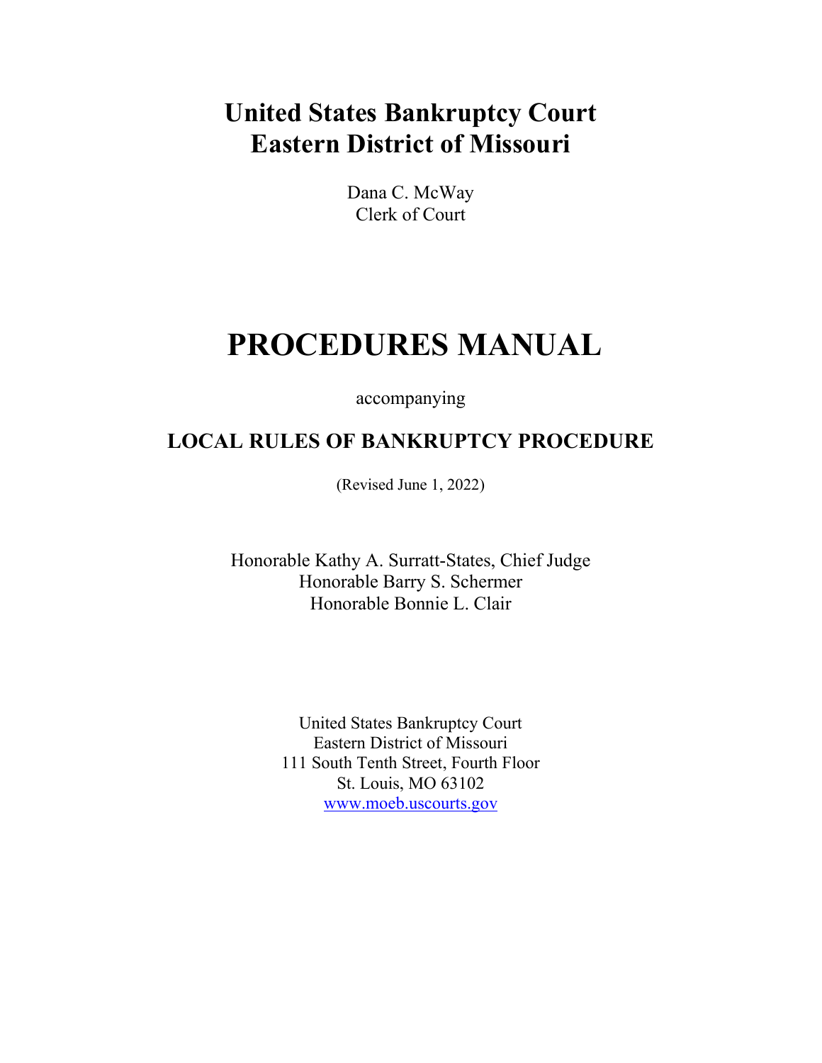# United States Bankruptcy Court
# Eastern District of Missouri

Dana C. McWay
Clerk of Court

# PROCEDURES MANUAL

accompanying

## LOCAL RULES OF BANKRUPTCY PROCEDURE

(Revised June 1, 2022)

Honorable Kathy A. Surratt-States, Chief Judge
Honorable Barry S. Schermer
Honorable Bonnie L. Clair

United States Bankruptcy Court
Eastern District of Missouri
111 South Tenth Street, Fourth Floor
St. Louis, MO 63102
[www.moeb.uscourts.gov](http://www.moeb.uscourts.gov)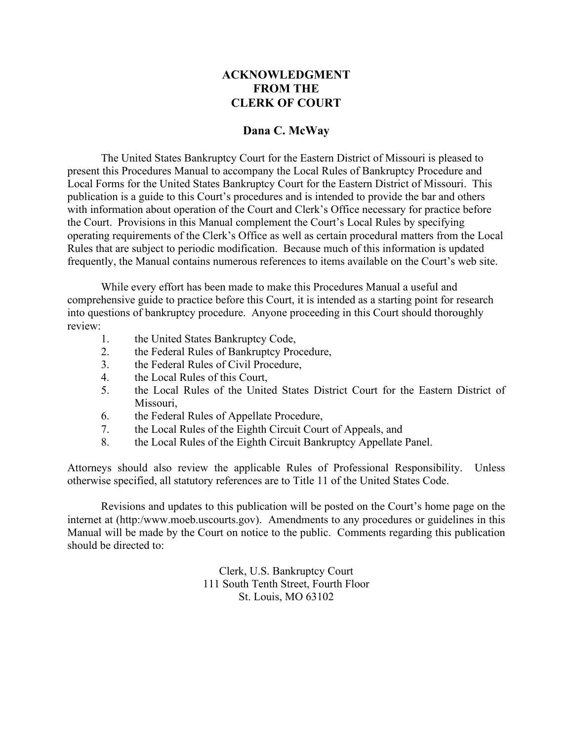# ACKNOWLEDGMENT FROM THE CLERK OF COURT

## Dana C. McWay

The United States Bankruptcy Court for the Eastern District of Missouri is pleased to present this Procedures Manual to accompany the Local Rules of Bankruptcy Procedure and Local Forms for the United States Bankruptcy Court for the Eastern District of Missouri. This publication is a guide to this Court's procedures and is intended to provide the bar and others with information about operation of the Court and Clerk's Office necessary for practice before the Court. Provisions in this Manual complement the Court's Local Rules by specifying operating requirements of the Clerk's Office as well as certain procedural matters from the Local Rules that are subject to periodic modification. Because much of this information is updated frequently, the Manual contains numerous references to items available on the Court's web site.

While every effort has been made to make this Procedures Manual a useful and comprehensive guide to practice before this Court, it is intended as a starting point for research into questions of bankruptcy procedure. Anyone proceeding in this Court should thoroughly review:

1. the United States Bankruptcy Code,
2. the Federal Rules of Bankruptcy Procedure,
3. the Federal Rules of Civil Procedure,
4. the Local Rules of this Court,
5. the Local Rules of the United States District Court for the Eastern District of Missouri,
6. the Federal Rules of Appellate Procedure,
7. the Local Rules of the Eighth Circuit Court of Appeals, and
8. the Local Rules of the Eighth Circuit Bankruptcy Appellate Panel.

Attorneys should also review the applicable Rules of Professional Responsibility. Unless otherwise specified, all statutory references are to Title 11 of the United States Code.

Revisions and updates to this publication will be posted on the Court's home page on the internet at (http:/www.moeb.uscourts.gov). Amendments to any procedures or guidelines in this Manual will be made by the Court on notice to the public. Comments regarding this publication should be directed to:

Clerk, U.S. Bankruptcy Court
111 South Tenth Street, Fourth Floor
St. Louis, MO 63102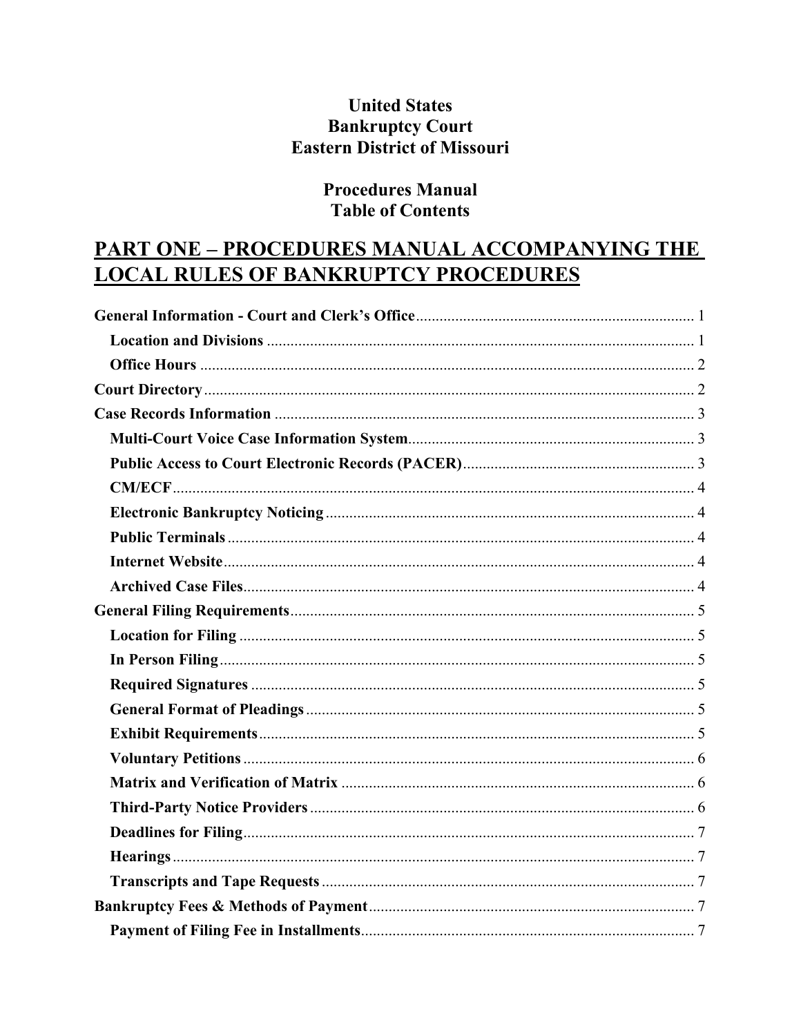**United States**
**Bankruptcy Court**
**Eastern District of Missouri**

**Procedures Manual**
**Table of Contents**

# PART ONE – PROCEDURES MANUAL ACCOMPANYING THE LOCAL RULES OF BANKRUPTCY PROCEDURES

**General Information - Court and Clerk's Office** ..... 1

- **Location and Divisions** ..... 1
- **Office Hours** ..... 2

**Court Directory** ..... 2

**Case Records Information** ..... 3

- **Multi-Court Voice Case Information System** ..... 3
- **Public Access to Court Electronic Records (PACER)** ..... 3
- **CM/ECF** ..... 4
- **Electronic Bankruptcy Noticing** ..... 4
- **Public Terminals** ..... 4
- **Internet Website** ..... 4
- **Archived Case Files** ..... 4

**General Filing Requirements** ..... 5

- **Location for Filing** ..... 5
- **In Person Filing** ..... 5
- **Required Signatures** ..... 5
- **General Format of Pleadings** ..... 5
- **Exhibit Requirements** ..... 5
- **Voluntary Petitions** ..... 6
- **Matrix and Verification of Matrix** ..... 6
- **Third-Party Notice Providers** ..... 6
- **Deadlines for Filing** ..... 7
- **Hearings** ..... 7
- **Transcripts and Tape Requests** ..... 7

**Bankruptcy Fees & Methods of Payment** ..... 7

- **Payment of Filing Fee in Installments** ..... 7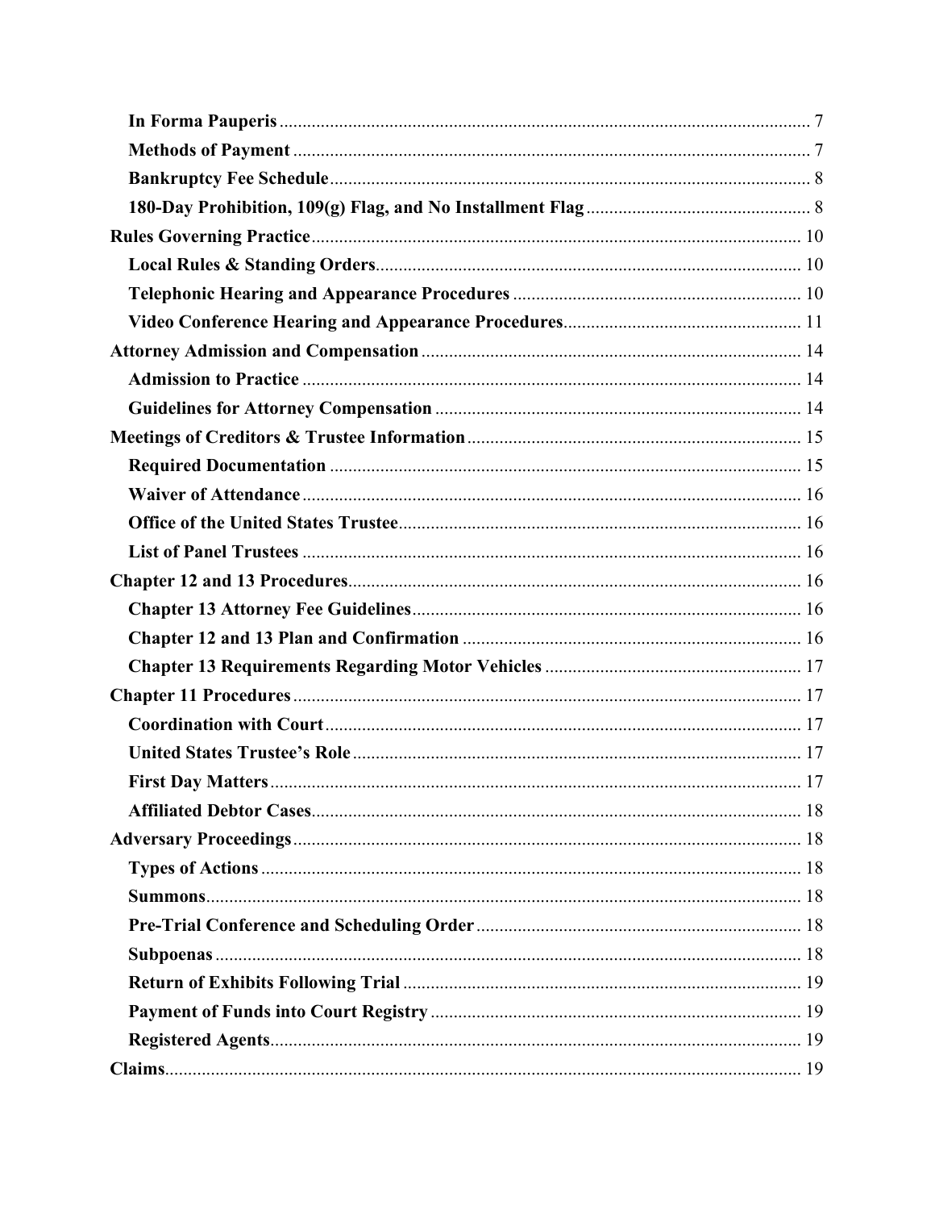**In Forma Pauperis** ... 7
**Methods of Payment** ... 7
**Bankruptcy Fee Schedule** ... 8
**180-Day Prohibition, 109(g) Flag, and No Installment Flag** ... 8

**Rules Governing Practice** ... 10
**Local Rules & Standing Orders** ... 10
**Telephonic Hearing and Appearance Procedures** ... 10
**Video Conference Hearing and Appearance Procedures** ... 11

**Attorney Admission and Compensation** ... 14
**Admission to Practice** ... 14
**Guidelines for Attorney Compensation** ... 14

**Meetings of Creditors & Trustee Information** ... 15
**Required Documentation** ... 15
**Waiver of Attendance** ... 16
**Office of the United States Trustee** ... 16
**List of Panel Trustees** ... 16

**Chapter 12 and 13 Procedures** ... 16
**Chapter 13 Attorney Fee Guidelines** ... 16
**Chapter 12 and 13 Plan and Confirmation** ... 16
**Chapter 13 Requirements Regarding Motor Vehicles** ... 17

**Chapter 11 Procedures** ... 17
**Coordination with Court** ... 17
**United States Trustee's Role** ... 17
**First Day Matters** ... 17
**Affiliated Debtor Cases** ... 18

**Adversary Proceedings** ... 18
**Types of Actions** ... 18
**Summons** ... 18
**Pre-Trial Conference and Scheduling Order** ... 18
**Subpoenas** ... 18
**Return of Exhibits Following Trial** ... 19
**Payment of Funds into Court Registry** ... 19
**Registered Agents** ... 19

**Claims** ... 19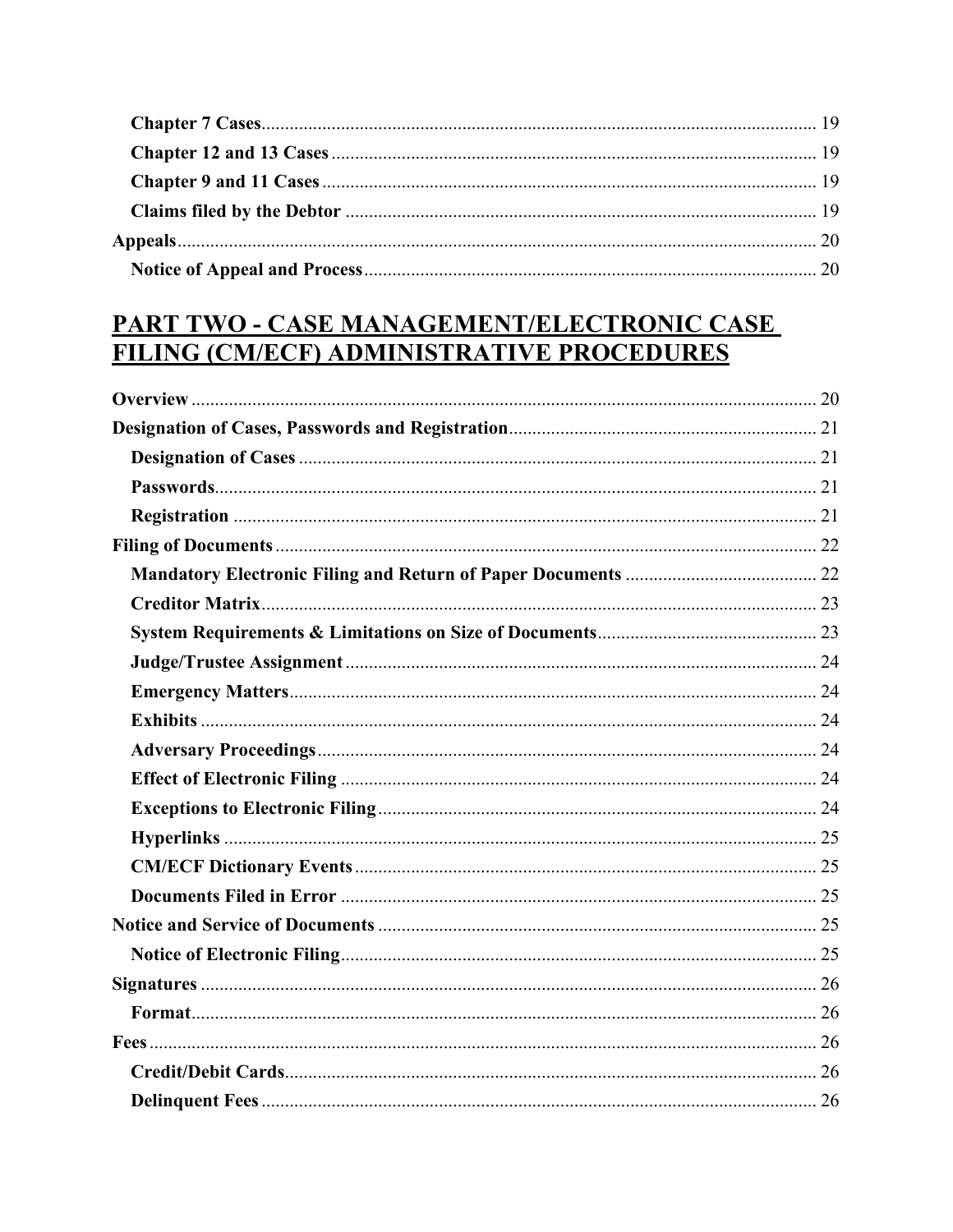**Chapter 7 Cases** ... 19

**Chapter 12 and 13 Cases** ... 19

**Chapter 9 and 11 Cases** ... 19

**Claims filed by the Debtor** ... 19

**Appeals** ... 20

**Notice of Appeal and Process** ... 20

## PART TWO - CASE MANAGEMENT/ELECTRONIC CASE FILING (CM/ECF) ADMINISTRATIVE PROCEDURES

**Overview** ... 20

**Designation of Cases, Passwords and Registration** ... 21

**Designation of Cases** ... 21

**Passwords** ... 21

**Registration** ... 21

**Filing of Documents** ... 22

**Mandatory Electronic Filing and Return of Paper Documents** ... 22

**Creditor Matrix** ... 23

**System Requirements & Limitations on Size of Documents** ... 23

**Judge/Trustee Assignment** ... 24

**Emergency Matters** ... 24

**Exhibits** ... 24

**Adversary Proceedings** ... 24

**Effect of Electronic Filing** ... 24

**Exceptions to Electronic Filing** ... 24

**Hyperlinks** ... 25

**CM/ECF Dictionary Events** ... 25

**Documents Filed in Error** ... 25

**Notice and Service of Documents** ... 25

**Notice of Electronic Filing** ... 25

**Signatures** ... 26

**Format** ... 26

**Fees** ... 26

**Credit/Debit Cards** ... 26

**Delinquent Fees** ... 26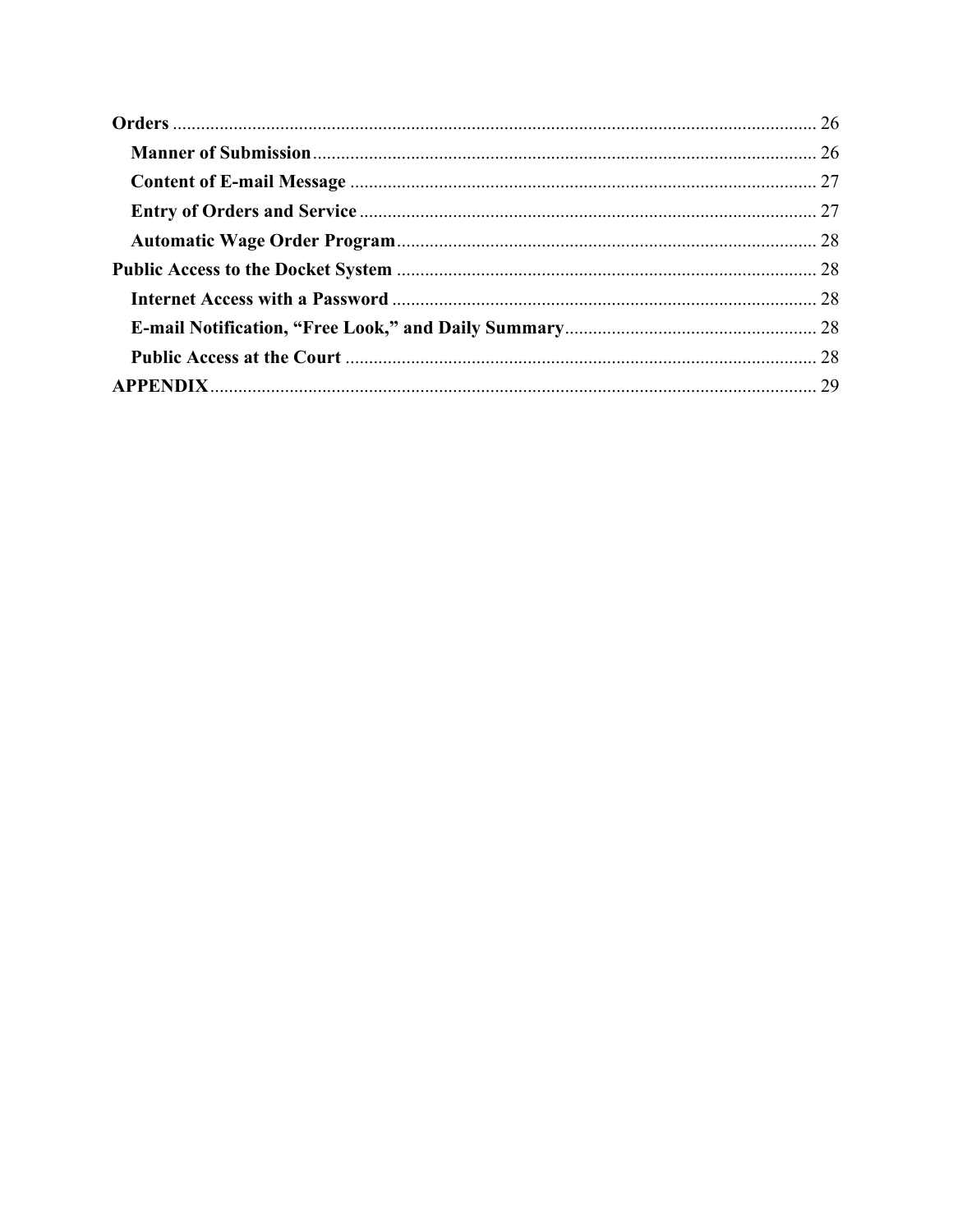**Orders** ........................................................................................................................ 26

- **Manner of Submission** ........................................................................................ 26
- **Content of E-mail Message** ................................................................................ 27
- **Entry of Orders and Service** ............................................................................... 27
- **Automatic Wage Order Program** ........................................................................ 28

**Public Access to the Docket System** ........................................................................ 28

- **Internet Access with a Password** ........................................................................ 28
- **E-mail Notification, "Free Look," and Daily Summary** ..................................... 28
- **Public Access at the Court** ................................................................................... 28

**APPENDIX** ................................................................................................................. 29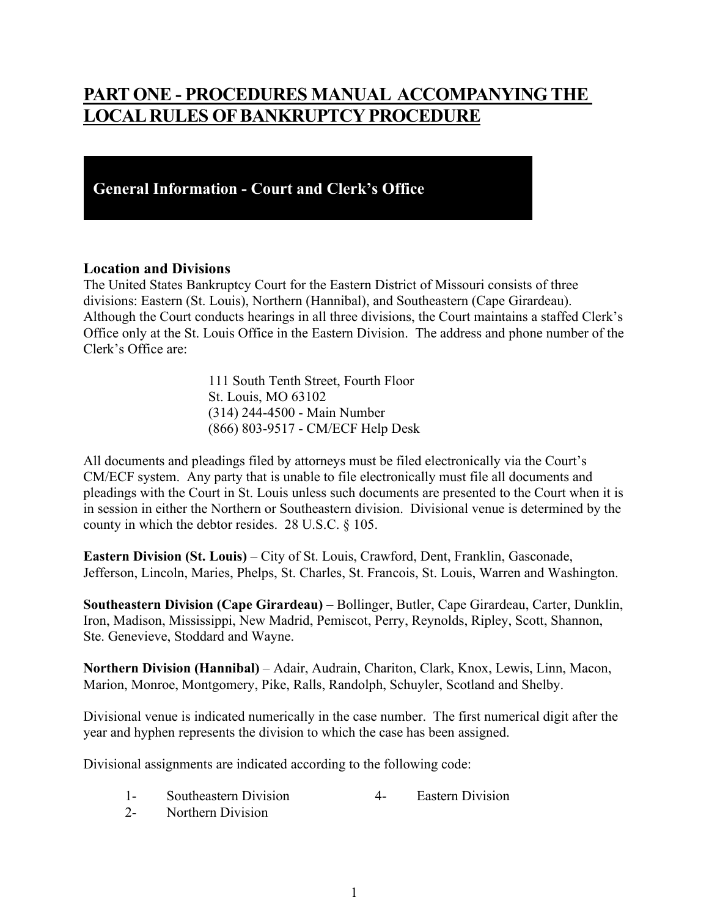# PART ONE - PROCEDURES MANUAL ACCOMPANYING THE LOCAL RULES OF BANKRUPTCY PROCEDURE

## General Information - Court and Clerk's Office

### Location and Divisions

The United States Bankruptcy Court for the Eastern District of Missouri consists of three divisions: Eastern (St. Louis), Northern (Hannibal), and Southeastern (Cape Girardeau). Although the Court conducts hearings in all three divisions, the Court maintains a staffed Clerk's Office only at the St. Louis Office in the Eastern Division. The address and phone number of the Clerk's Office are:

111 South Tenth Street, Fourth Floor
St. Louis, MO 63102
(314) 244-4500 - Main Number
(866) 803-9517 - CM/ECF Help Desk

All documents and pleadings filed by attorneys must be filed electronically via the Court's CM/ECF system. Any party that is unable to file electronically must file all documents and pleadings with the Court in St. Louis unless such documents are presented to the Court when it is in session in either the Northern or Southeastern division. Divisional venue is determined by the county in which the debtor resides. 28 U.S.C. § 105.

**Eastern Division (St. Louis)** – City of St. Louis, Crawford, Dent, Franklin, Gasconade, Jefferson, Lincoln, Maries, Phelps, St. Charles, St. Francois, St. Louis, Warren and Washington.

**Southeastern Division (Cape Girardeau)** – Bollinger, Butler, Cape Girardeau, Carter, Dunklin, Iron, Madison, Mississippi, New Madrid, Pemiscot, Perry, Reynolds, Ripley, Scott, Shannon, Ste. Genevieve, Stoddard and Wayne.

**Northern Division (Hannibal)** – Adair, Audrain, Chariton, Clark, Knox, Lewis, Linn, Macon, Marion, Monroe, Montgomery, Pike, Ralls, Randolph, Schuyler, Scotland and Shelby.

Divisional venue is indicated numerically in the case number. The first numerical digit after the year and hyphen represents the division to which the case has been assigned.

Divisional assignments are indicated according to the following code:

1- Southeastern Division
2- Northern Division
4- Eastern Division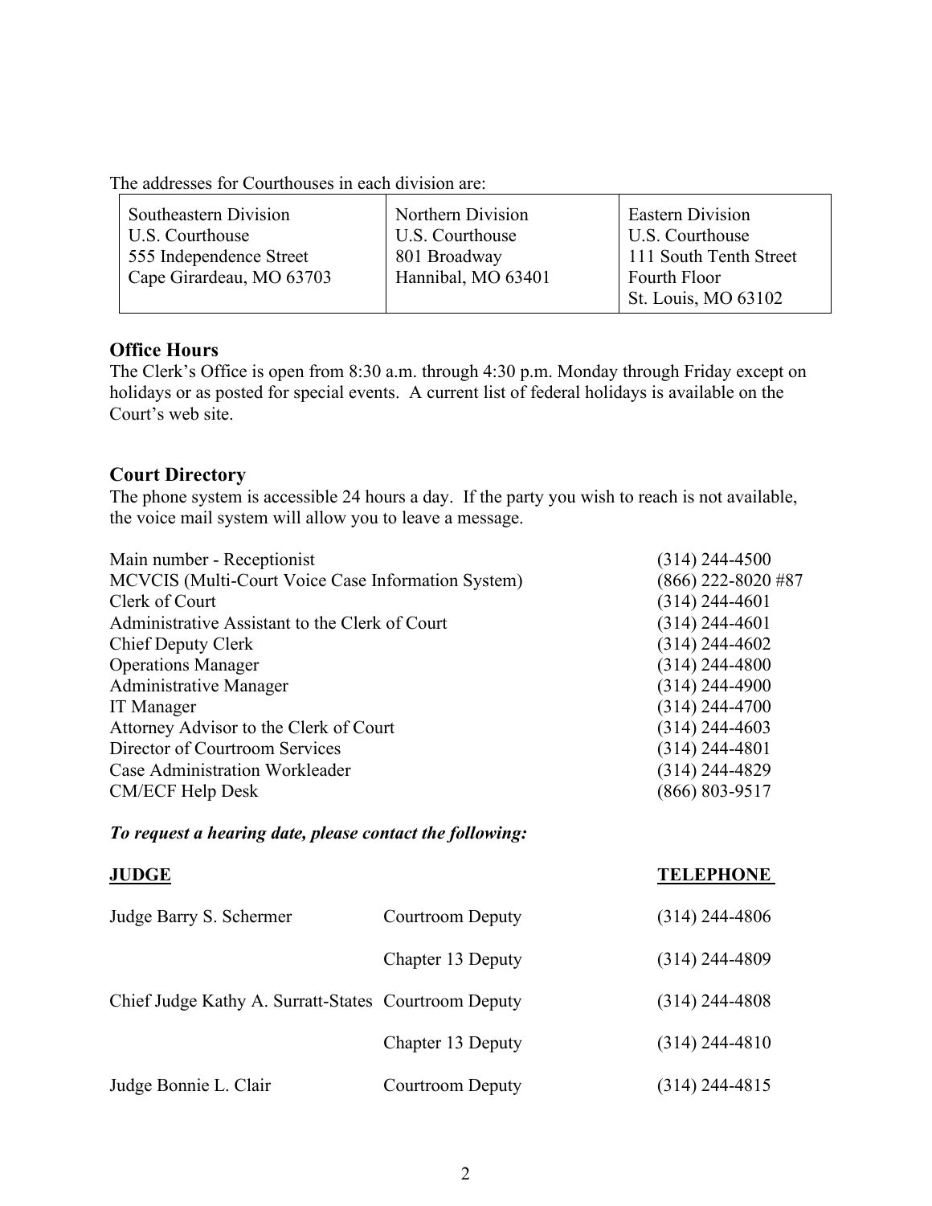The addresses for Courthouses in each division are:

| Southeastern Division<br>U.S. Courthouse<br>555 Independence Street<br>Cape Girardeau, MO 63703 | Northern Division<br>U.S. Courthouse<br>801 Broadway<br>Hannibal, MO 63401 | Eastern Division<br>U.S. Courthouse<br>111 South Tenth Street<br>Fourth Floor<br>St. Louis, MO 63102 |
|---|---|---|

## Office Hours

The Clerk's Office is open from 8:30 a.m. through 4:30 p.m. Monday through Friday except on holidays or as posted for special events. A current list of federal holidays is available on the Court's web site.

## Court Directory

The phone system is accessible 24 hours a day. If the party you wish to reach is not available, the voice mail system will allow you to leave a message.

| | |
|---|---|
| Main number - Receptionist | (314) 244-4500 |
| MCVCIS (Multi-Court Voice Case Information System) | (866) 222-8020 #87 |
| Clerk of Court | (314) 244-4601 |
| Administrative Assistant to the Clerk of Court | (314) 244-4601 |
| Chief Deputy Clerk | (314) 244-4602 |
| Operations Manager | (314) 244-4800 |
| Administrative Manager | (314) 244-4900 |
| IT Manager | (314) 244-4700 |
| Attorney Advisor to the Clerk of Court | (314) 244-4603 |
| Director of Courtroom Services | (314) 244-4801 |
| Case Administration Workleader | (314) 244-4829 |
| CM/ECF Help Desk | (866) 803-9517 |

***To request a hearing date, please contact the following:***

| **JUDGE** | | **TELEPHONE** |
|---|---|---|
| Judge Barry S. Schermer | Courtroom Deputy | (314) 244-4806 |
| | Chapter 13 Deputy | (314) 244-4809 |
| Chief Judge Kathy A. Surratt-States | Courtroom Deputy | (314) 244-4808 |
| | Chapter 13 Deputy | (314) 244-4810 |
| Judge Bonnie L. Clair | Courtroom Deputy | (314) 244-4815 |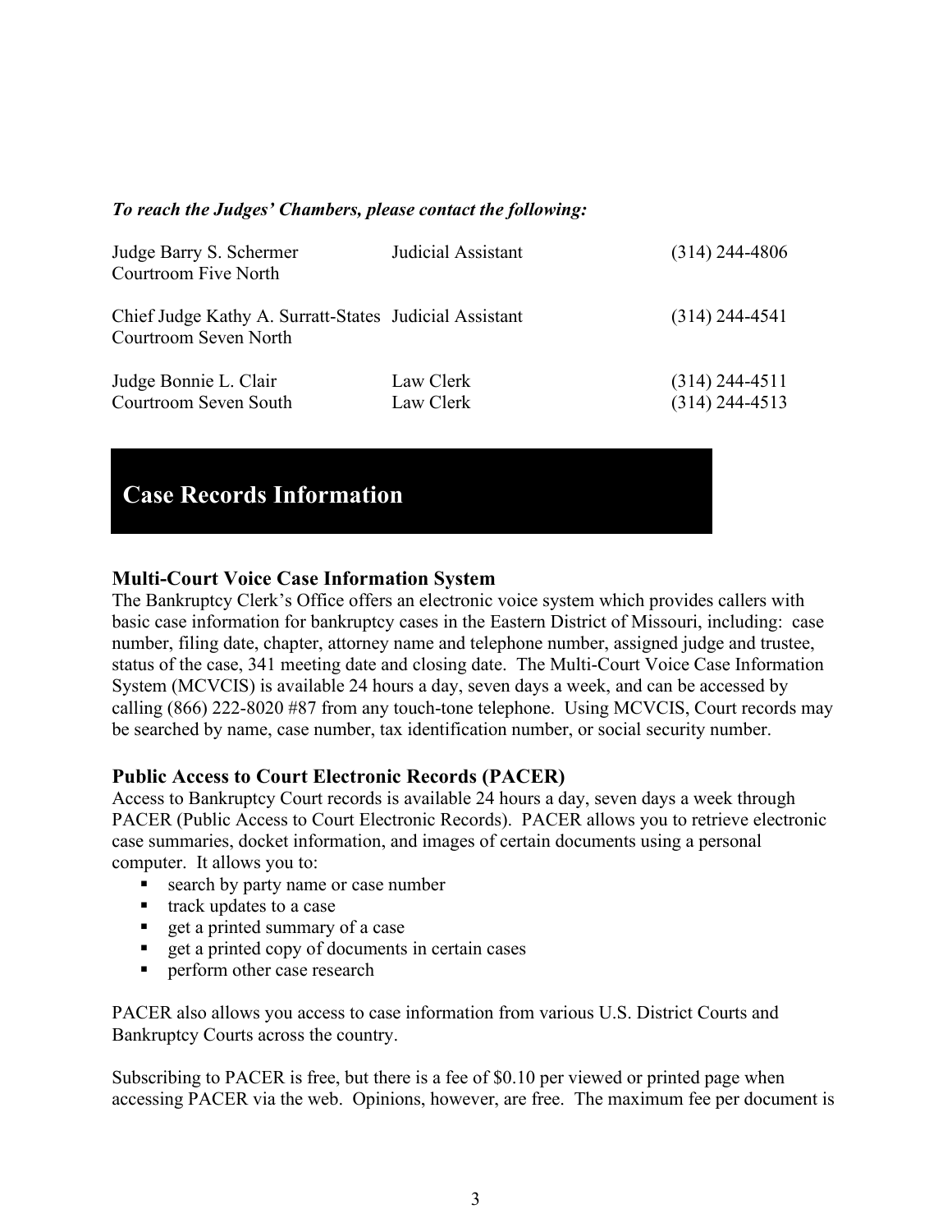***To reach the Judges' Chambers, please contact the following:***

| | | |
|---|---|---|
| Judge Barry S. Schermer<br>Courtroom Five North | Judicial Assistant | (314) 244-4806 |
| Chief Judge Kathy A. Surratt-States<br>Courtroom Seven North | Judicial Assistant | (314) 244-4541 |
| Judge Bonnie L. Clair<br>Courtroom Seven South | Law Clerk<br>Law Clerk | (314) 244-4511<br>(314) 244-4513 |

## Case Records Information

### Multi-Court Voice Case Information System

The Bankruptcy Clerk's Office offers an electronic voice system which provides callers with basic case information for bankruptcy cases in the Eastern District of Missouri, including: case number, filing date, chapter, attorney name and telephone number, assigned judge and trustee, status of the case, 341 meeting date and closing date. The Multi-Court Voice Case Information System (MCVCIS) is available 24 hours a day, seven days a week, and can be accessed by calling (866) 222-8020 #87 from any touch-tone telephone. Using MCVCIS, Court records may be searched by name, case number, tax identification number, or social security number.

### Public Access to Court Electronic Records (PACER)

Access to Bankruptcy Court records is available 24 hours a day, seven days a week through PACER (Public Access to Court Electronic Records). PACER allows you to retrieve electronic case summaries, docket information, and images of certain documents using a personal computer. It allows you to:

- search by party name or case number
- track updates to a case
- get a printed summary of a case
- get a printed copy of documents in certain cases
- perform other case research

PACER also allows you access to case information from various U.S. District Courts and Bankruptcy Courts across the country.

Subscribing to PACER is free, but there is a fee of $0.10 per viewed or printed page when accessing PACER via the web. Opinions, however, are free. The maximum fee per document is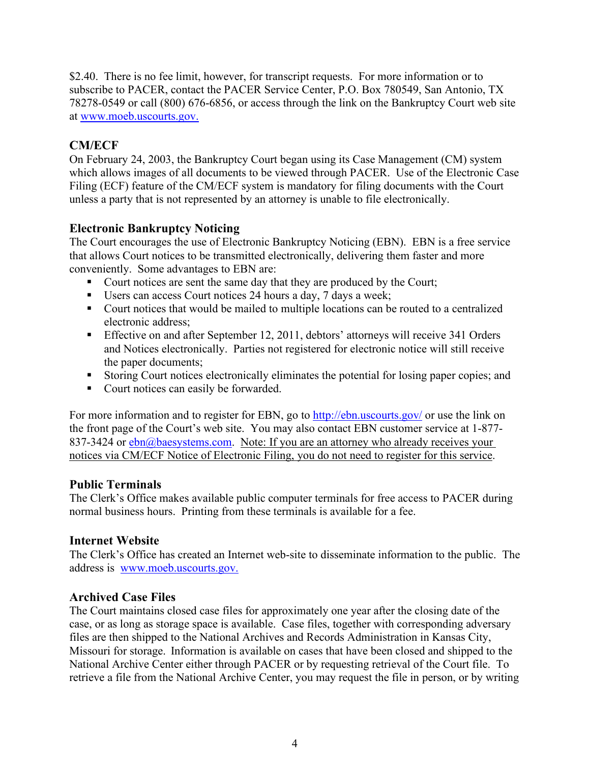$2.40. There is no fee limit, however, for transcript requests. For more information or to subscribe to PACER, contact the PACER Service Center, P.O. Box 780549, San Antonio, TX 78278-0549 or call (800) 676-6856, or access through the link on the Bankruptcy Court web site at www.moeb.uscourts.gov.

## CM/ECF

On February 24, 2003, the Bankruptcy Court began using its Case Management (CM) system which allows images of all documents to be viewed through PACER. Use of the Electronic Case Filing (ECF) feature of the CM/ECF system is mandatory for filing documents with the Court unless a party that is not represented by an attorney is unable to file electronically.

## Electronic Bankruptcy Noticing

The Court encourages the use of Electronic Bankruptcy Noticing (EBN). EBN is a free service that allows Court notices to be transmitted electronically, delivering them faster and more conveniently. Some advantages to EBN are:

- Court notices are sent the same day that they are produced by the Court;
- Users can access Court notices 24 hours a day, 7 days a week;
- Court notices that would be mailed to multiple locations can be routed to a centralized electronic address;
- Effective on and after September 12, 2011, debtors' attorneys will receive 341 Orders and Notices electronically. Parties not registered for electronic notice will still receive the paper documents;
- Storing Court notices electronically eliminates the potential for losing paper copies; and
- Court notices can easily be forwarded.

For more information and to register for EBN, go to http://ebn.uscourts.gov/ or use the link on the front page of the Court's web site. You may also contact EBN customer service at 1-877-837-3424 or ebn@baesystems.com. Note: If you are an attorney who already receives your notices via CM/ECF Notice of Electronic Filing, you do not need to register for this service.

## Public Terminals

The Clerk's Office makes available public computer terminals for free access to PACER during normal business hours. Printing from these terminals is available for a fee.

## Internet Website

The Clerk's Office has created an Internet web-site to disseminate information to the public. The address is www.moeb.uscourts.gov.

## Archived Case Files

The Court maintains closed case files for approximately one year after the closing date of the case, or as long as storage space is available. Case files, together with corresponding adversary files are then shipped to the National Archives and Records Administration in Kansas City, Missouri for storage. Information is available on cases that have been closed and shipped to the National Archive Center either through PACER or by requesting retrieval of the Court file. To retrieve a file from the National Archive Center, you may request the file in person, or by writing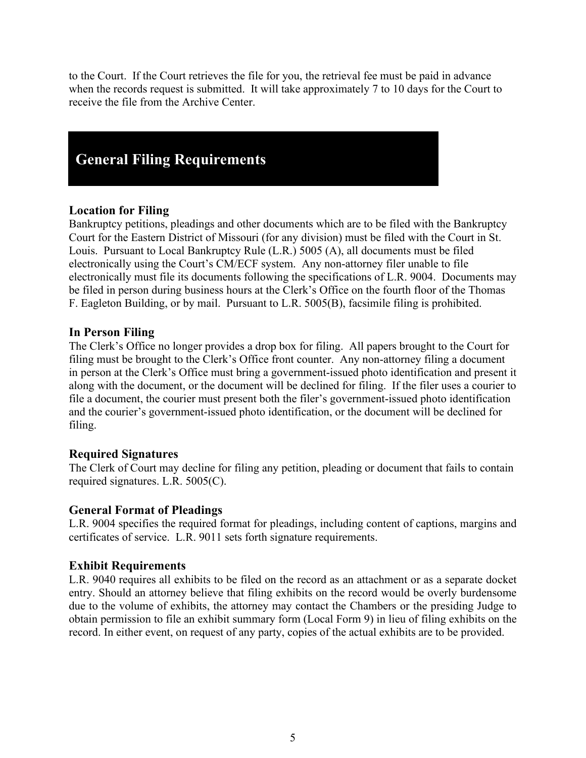to the Court. If the Court retrieves the file for you, the retrieval fee must be paid in advance when the records request is submitted. It will take approximately 7 to 10 days for the Court to receive the file from the Archive Center.

## General Filing Requirements

### Location for Filing

Bankruptcy petitions, pleadings and other documents which are to be filed with the Bankruptcy Court for the Eastern District of Missouri (for any division) must be filed with the Court in St. Louis. Pursuant to Local Bankruptcy Rule (L.R.) 5005 (A), all documents must be filed electronically using the Court's CM/ECF system. Any non-attorney filer unable to file electronically must file its documents following the specifications of L.R. 9004. Documents may be filed in person during business hours at the Clerk's Office on the fourth floor of the Thomas F. Eagleton Building, or by mail. Pursuant to L.R. 5005(B), facsimile filing is prohibited.

### In Person Filing

The Clerk's Office no longer provides a drop box for filing. All papers brought to the Court for filing must be brought to the Clerk's Office front counter. Any non-attorney filing a document in person at the Clerk's Office must bring a government-issued photo identification and present it along with the document, or the document will be declined for filing. If the filer uses a courier to file a document, the courier must present both the filer's government-issued photo identification and the courier's government-issued photo identification, or the document will be declined for filing.

### Required Signatures

The Clerk of Court may decline for filing any petition, pleading or document that fails to contain required signatures. L.R. 5005(C).

### General Format of Pleadings

L.R. 9004 specifies the required format for pleadings, including content of captions, margins and certificates of service. L.R. 9011 sets forth signature requirements.

### Exhibit Requirements

L.R. 9040 requires all exhibits to be filed on the record as an attachment or as a separate docket entry. Should an attorney believe that filing exhibits on the record would be overly burdensome due to the volume of exhibits, the attorney may contact the Chambers or the presiding Judge to obtain permission to file an exhibit summary form (Local Form 9) in lieu of filing exhibits on the record. In either event, on request of any party, copies of the actual exhibits are to be provided.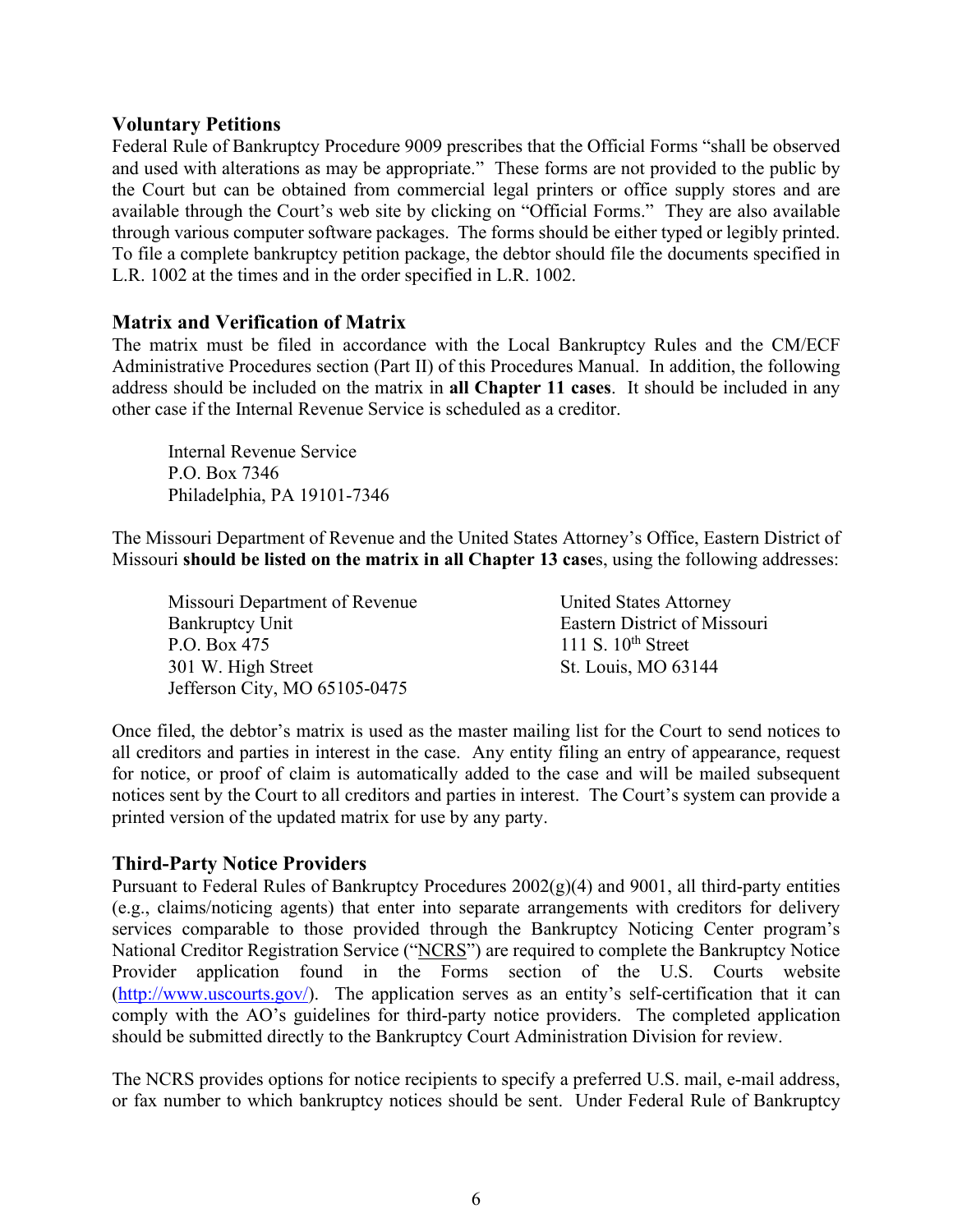### Voluntary Petitions

Federal Rule of Bankruptcy Procedure 9009 prescribes that the Official Forms "shall be observed and used with alterations as may be appropriate." These forms are not provided to the public by the Court but can be obtained from commercial legal printers or office supply stores and are available through the Court's web site by clicking on "Official Forms." They are also available through various computer software packages. The forms should be either typed or legibly printed. To file a complete bankruptcy petition package, the debtor should file the documents specified in L.R. 1002 at the times and in the order specified in L.R. 1002.

### Matrix and Verification of Matrix

The matrix must be filed in accordance with the Local Bankruptcy Rules and the CM/ECF Administrative Procedures section (Part II) of this Procedures Manual. In addition, the following address should be included on the matrix in **all Chapter 11 cases**. It should be included in any other case if the Internal Revenue Service is scheduled as a creditor.

Internal Revenue Service
P.O. Box 7346
Philadelphia, PA 19101-7346

The Missouri Department of Revenue and the United States Attorney's Office, Eastern District of Missouri **should be listed on the matrix in all Chapter 13 case**s, using the following addresses:

Missouri Department of Revenue
Bankruptcy Unit
P.O. Box 475
301 W. High Street
Jefferson City, MO 65105-0475

United States Attorney
Eastern District of Missouri
111 S. 10th Street
St. Louis, MO 63144

Once filed, the debtor's matrix is used as the master mailing list for the Court to send notices to all creditors and parties in interest in the case. Any entity filing an entry of appearance, request for notice, or proof of claim is automatically added to the case and will be mailed subsequent notices sent by the Court to all creditors and parties in interest. The Court's system can provide a printed version of the updated matrix for use by any party.

### Third-Party Notice Providers

Pursuant to Federal Rules of Bankruptcy Procedures 2002(g)(4) and 9001, all third-party entities (e.g., claims/noticing agents) that enter into separate arrangements with creditors for delivery services comparable to those provided through the Bankruptcy Noticing Center program's National Creditor Registration Service ("NCRS") are required to complete the Bankruptcy Notice Provider application found in the Forms section of the U.S. Courts website (http://www.uscourts.gov/). The application serves as an entity's self-certification that it can comply with the AO's guidelines for third-party notice providers. The completed application should be submitted directly to the Bankruptcy Court Administration Division for review.

The NCRS provides options for notice recipients to specify a preferred U.S. mail, e-mail address, or fax number to which bankruptcy notices should be sent. Under Federal Rule of Bankruptcy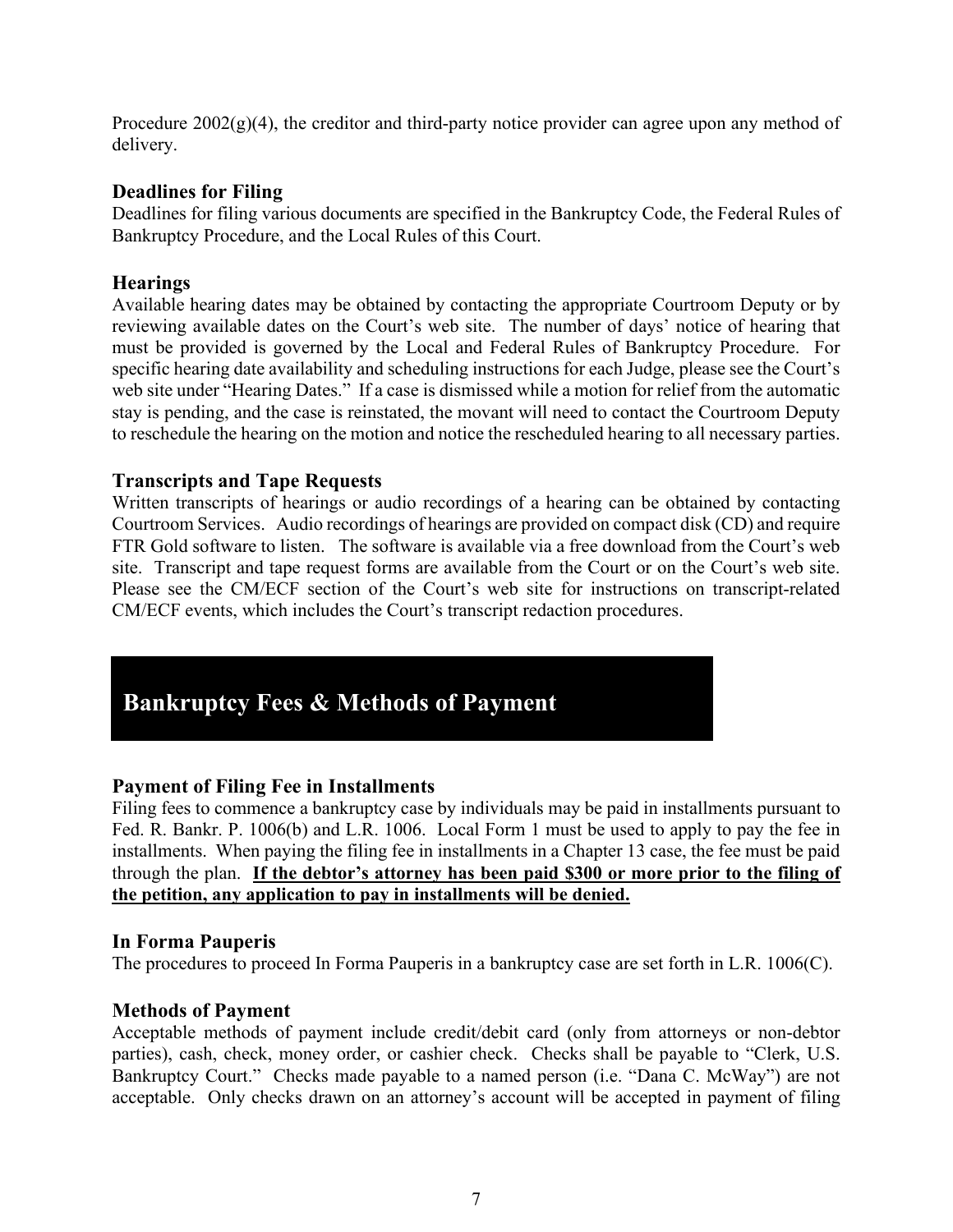Procedure 2002(g)(4), the creditor and third-party notice provider can agree upon any method of delivery.

### Deadlines for Filing

Deadlines for filing various documents are specified in the Bankruptcy Code, the Federal Rules of Bankruptcy Procedure, and the Local Rules of this Court.

### Hearings

Available hearing dates may be obtained by contacting the appropriate Courtroom Deputy or by reviewing available dates on the Court's web site. The number of days' notice of hearing that must be provided is governed by the Local and Federal Rules of Bankruptcy Procedure. For specific hearing date availability and scheduling instructions for each Judge, please see the Court's web site under "Hearing Dates." If a case is dismissed while a motion for relief from the automatic stay is pending, and the case is reinstated, the movant will need to contact the Courtroom Deputy to reschedule the hearing on the motion and notice the rescheduled hearing to all necessary parties.

### Transcripts and Tape Requests

Written transcripts of hearings or audio recordings of a hearing can be obtained by contacting Courtroom Services. Audio recordings of hearings are provided on compact disk (CD) and require FTR Gold software to listen. The software is available via a free download from the Court's web site. Transcript and tape request forms are available from the Court or on the Court's web site. Please see the CM/ECF section of the Court's web site for instructions on transcript-related CM/ECF events, which includes the Court's transcript redaction procedures.

## Bankruptcy Fees & Methods of Payment

### Payment of Filing Fee in Installments

Filing fees to commence a bankruptcy case by individuals may be paid in installments pursuant to Fed. R. Bankr. P. 1006(b) and L.R. 1006. Local Form 1 must be used to apply to pay the fee in installments. When paying the filing fee in installments in a Chapter 13 case, the fee must be paid through the plan. **<u>If the debtor's attorney has been paid $300 or more prior to the filing of the petition, any application to pay in installments will be denied.</u>**

### In Forma Pauperis

The procedures to proceed In Forma Pauperis in a bankruptcy case are set forth in L.R. 1006(C).

### Methods of Payment

Acceptable methods of payment include credit/debit card (only from attorneys or non-debtor parties), cash, check, money order, or cashier check. Checks shall be payable to "Clerk, U.S. Bankruptcy Court." Checks made payable to a named person (i.e. "Dana C. McWay") are not acceptable. Only checks drawn on an attorney's account will be accepted in payment of filing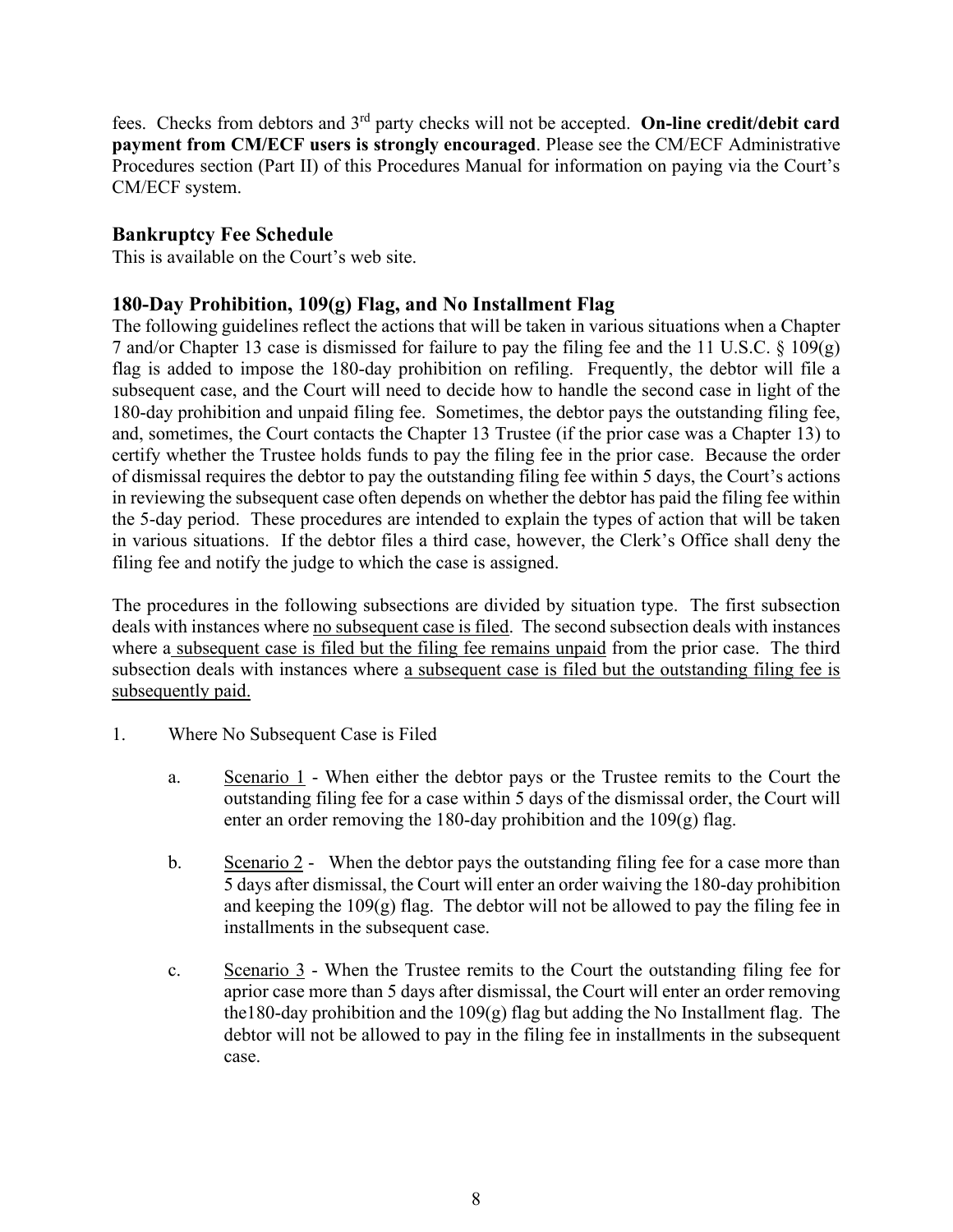fees. Checks from debtors and 3rd party checks will not be accepted. **On-line credit/debit card payment from CM/ECF users is strongly encouraged**. Please see the CM/ECF Administrative Procedures section (Part II) of this Procedures Manual for information on paying via the Court's CM/ECF system.

### Bankruptcy Fee Schedule

This is available on the Court's web site.

### 180-Day Prohibition, 109(g) Flag, and No Installment Flag

The following guidelines reflect the actions that will be taken in various situations when a Chapter 7 and/or Chapter 13 case is dismissed for failure to pay the filing fee and the 11 U.S.C. § 109(g) flag is added to impose the 180-day prohibition on refiling. Frequently, the debtor will file a subsequent case, and the Court will need to decide how to handle the second case in light of the 180-day prohibition and unpaid filing fee. Sometimes, the debtor pays the outstanding filing fee, and, sometimes, the Court contacts the Chapter 13 Trustee (if the prior case was a Chapter 13) to certify whether the Trustee holds funds to pay the filing fee in the prior case. Because the order of dismissal requires the debtor to pay the outstanding filing fee within 5 days, the Court's actions in reviewing the subsequent case often depends on whether the debtor has paid the filing fee within the 5-day period. These procedures are intended to explain the types of action that will be taken in various situations. If the debtor files a third case, however, the Clerk's Office shall deny the filing fee and notify the judge to which the case is assigned.

The procedures in the following subsections are divided by situation type. The first subsection deals with instances where no subsequent case is filed. The second subsection deals with instances where a subsequent case is filed but the filing fee remains unpaid from the prior case. The third subsection deals with instances where a subsequent case is filed but the outstanding filing fee is subsequently paid.

1. Where No Subsequent Case is Filed

   a. Scenario 1 - When either the debtor pays or the Trustee remits to the Court the outstanding filing fee for a case within 5 days of the dismissal order, the Court will enter an order removing the 180-day prohibition and the 109(g) flag.

   b. Scenario 2 - When the debtor pays the outstanding filing fee for a case more than 5 days after dismissal, the Court will enter an order waiving the 180-day prohibition and keeping the 109(g) flag. The debtor will not be allowed to pay the filing fee in installments in the subsequent case.

   c. Scenario 3 - When the Trustee remits to the Court the outstanding filing fee for aprior case more than 5 days after dismissal, the Court will enter an order removing the180-day prohibition and the 109(g) flag but adding the No Installment flag. The debtor will not be allowed to pay in the filing fee in installments in the subsequent case.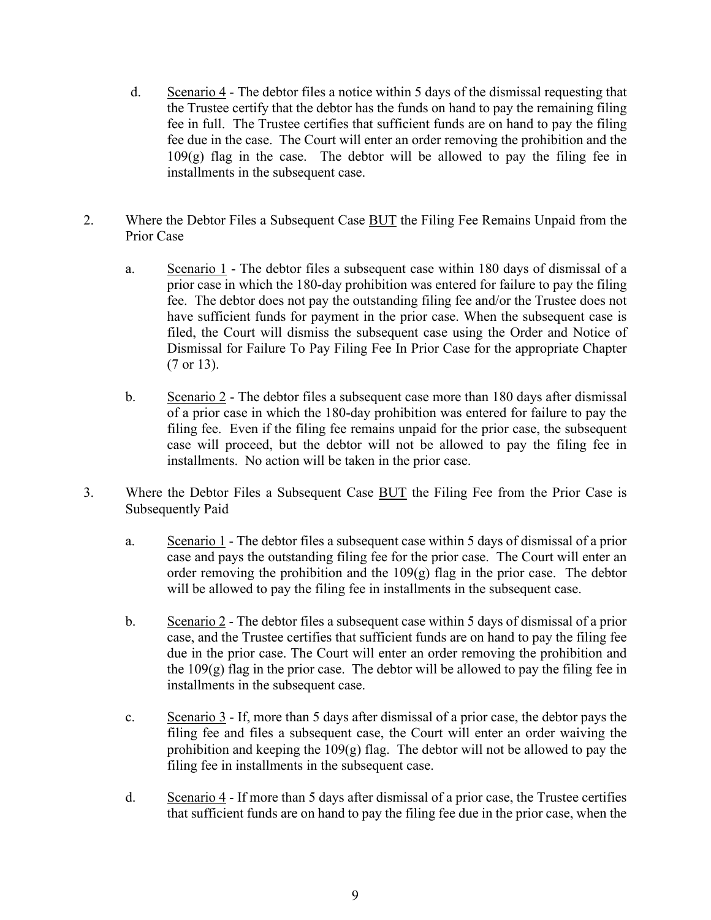d. <u>Scenario 4</u> - The debtor files a notice within 5 days of the dismissal requesting that the Trustee certify that the debtor has the funds on hand to pay the remaining filing fee in full. The Trustee certifies that sufficient funds are on hand to pay the filing fee due in the case. The Court will enter an order removing the prohibition and the 109(g) flag in the case. The debtor will be allowed to pay the filing fee in installments in the subsequent case.

2. Where the Debtor Files a Subsequent Case <u>BUT</u> the Filing Fee Remains Unpaid from the Prior Case

   a. <u>Scenario 1</u> - The debtor files a subsequent case within 180 days of dismissal of a prior case in which the 180-day prohibition was entered for failure to pay the filing fee. The debtor does not pay the outstanding filing fee and/or the Trustee does not have sufficient funds for payment in the prior case. When the subsequent case is filed, the Court will dismiss the subsequent case using the Order and Notice of Dismissal for Failure To Pay Filing Fee In Prior Case for the appropriate Chapter (7 or 13).

   b. <u>Scenario 2</u> - The debtor files a subsequent case more than 180 days after dismissal of a prior case in which the 180-day prohibition was entered for failure to pay the filing fee. Even if the filing fee remains unpaid for the prior case, the subsequent case will proceed, but the debtor will not be allowed to pay the filing fee in installments. No action will be taken in the prior case.

3. Where the Debtor Files a Subsequent Case <u>BUT</u> the Filing Fee from the Prior Case is Subsequently Paid

   a. <u>Scenario 1</u> - The debtor files a subsequent case within 5 days of dismissal of a prior case and pays the outstanding filing fee for the prior case. The Court will enter an order removing the prohibition and the 109(g) flag in the prior case. The debtor will be allowed to pay the filing fee in installments in the subsequent case.

   b. <u>Scenario 2</u> - The debtor files a subsequent case within 5 days of dismissal of a prior case, and the Trustee certifies that sufficient funds are on hand to pay the filing fee due in the prior case. The Court will enter an order removing the prohibition and the 109(g) flag in the prior case. The debtor will be allowed to pay the filing fee in installments in the subsequent case.

   c. <u>Scenario 3</u> - If, more than 5 days after dismissal of a prior case, the debtor pays the filing fee and files a subsequent case, the Court will enter an order waiving the prohibition and keeping the 109(g) flag. The debtor will not be allowed to pay the filing fee in installments in the subsequent case.

   d. <u>Scenario 4</u> - If more than 5 days after dismissal of a prior case, the Trustee certifies that sufficient funds are on hand to pay the filing fee due in the prior case, when the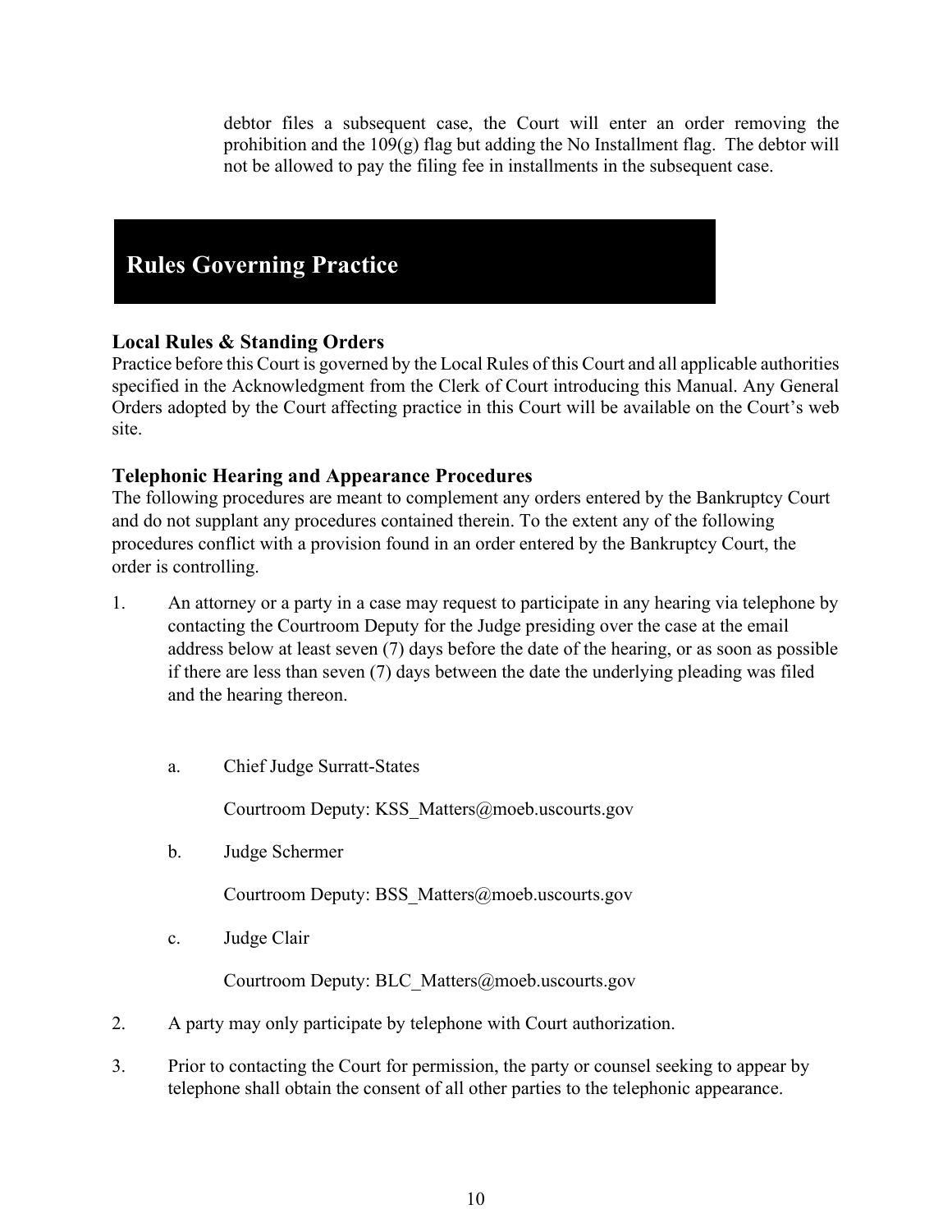debtor files a subsequent case, the Court will enter an order removing the prohibition and the 109(g) flag but adding the No Installment flag. The debtor will not be allowed to pay the filing fee in installments in the subsequent case.

# Rules Governing Practice

### Local Rules & Standing Orders

Practice before this Court is governed by the Local Rules of this Court and all applicable authorities specified in the Acknowledgment from the Clerk of Court introducing this Manual. Any General Orders adopted by the Court affecting practice in this Court will be available on the Court's web site.

### Telephonic Hearing and Appearance Procedures

The following procedures are meant to complement any orders entered by the Bankruptcy Court and do not supplant any procedures contained therein. To the extent any of the following procedures conflict with a provision found in an order entered by the Bankruptcy Court, the order is controlling.

1. An attorney or a party in a case may request to participate in any hearing via telephone by contacting the Courtroom Deputy for the Judge presiding over the case at the email address below at least seven (7) days before the date of the hearing, or as soon as possible if there are less than seven (7) days between the date the underlying pleading was filed and the hearing thereon.

   a. Chief Judge Surratt-States

      Courtroom Deputy: KSS_Matters@moeb.uscourts.gov

   b. Judge Schermer

      Courtroom Deputy: BSS_Matters@moeb.uscourts.gov

   c. Judge Clair

      Courtroom Deputy: BLC_Matters@moeb.uscourts.gov

2. A party may only participate by telephone with Court authorization.

3. Prior to contacting the Court for permission, the party or counsel seeking to appear by telephone shall obtain the consent of all other parties to the telephonic appearance.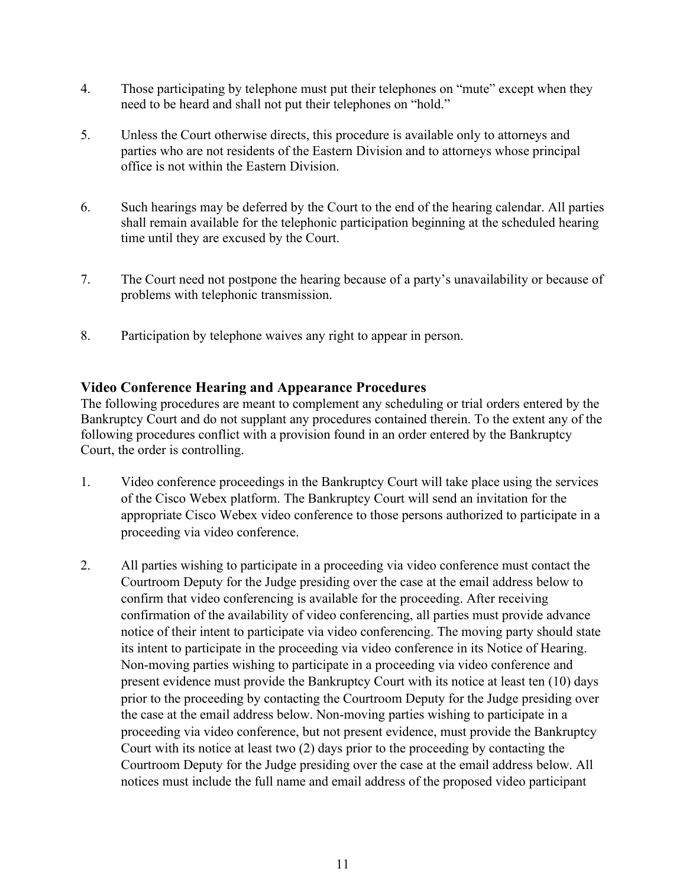4. Those participating by telephone must put their telephones on "mute" except when they need to be heard and shall not put their telephones on "hold."

5. Unless the Court otherwise directs, this procedure is available only to attorneys and parties who are not residents of the Eastern Division and to attorneys whose principal office is not within the Eastern Division.

6. Such hearings may be deferred by the Court to the end of the hearing calendar. All parties shall remain available for the telephonic participation beginning at the scheduled hearing time until they are excused by the Court.

7. The Court need not postpone the hearing because of a party's unavailability or because of problems with telephonic transmission.

8. Participation by telephone waives any right to appear in person.

### Video Conference Hearing and Appearance Procedures

The following procedures are meant to complement any scheduling or trial orders entered by the Bankruptcy Court and do not supplant any procedures contained therein. To the extent any of the following procedures conflict with a provision found in an order entered by the Bankruptcy Court, the order is controlling.

1. Video conference proceedings in the Bankruptcy Court will take place using the services of the Cisco Webex platform. The Bankruptcy Court will send an invitation for the appropriate Cisco Webex video conference to those persons authorized to participate in a proceeding via video conference.

2. All parties wishing to participate in a proceeding via video conference must contact the Courtroom Deputy for the Judge presiding over the case at the email address below to confirm that video conferencing is available for the proceeding. After receiving confirmation of the availability of video conferencing, all parties must provide advance notice of their intent to participate via video conferencing. The moving party should state its intent to participate in the proceeding via video conference in its Notice of Hearing. Non-moving parties wishing to participate in a proceeding via video conference and present evidence must provide the Bankruptcy Court with its notice at least ten (10) days prior to the proceeding by contacting the Courtroom Deputy for the Judge presiding over the case at the email address below. Non-moving parties wishing to participate in a proceeding via video conference, but not present evidence, must provide the Bankruptcy Court with its notice at least two (2) days prior to the proceeding by contacting the Courtroom Deputy for the Judge presiding over the case at the email address below. All notices must include the full name and email address of the proposed video participant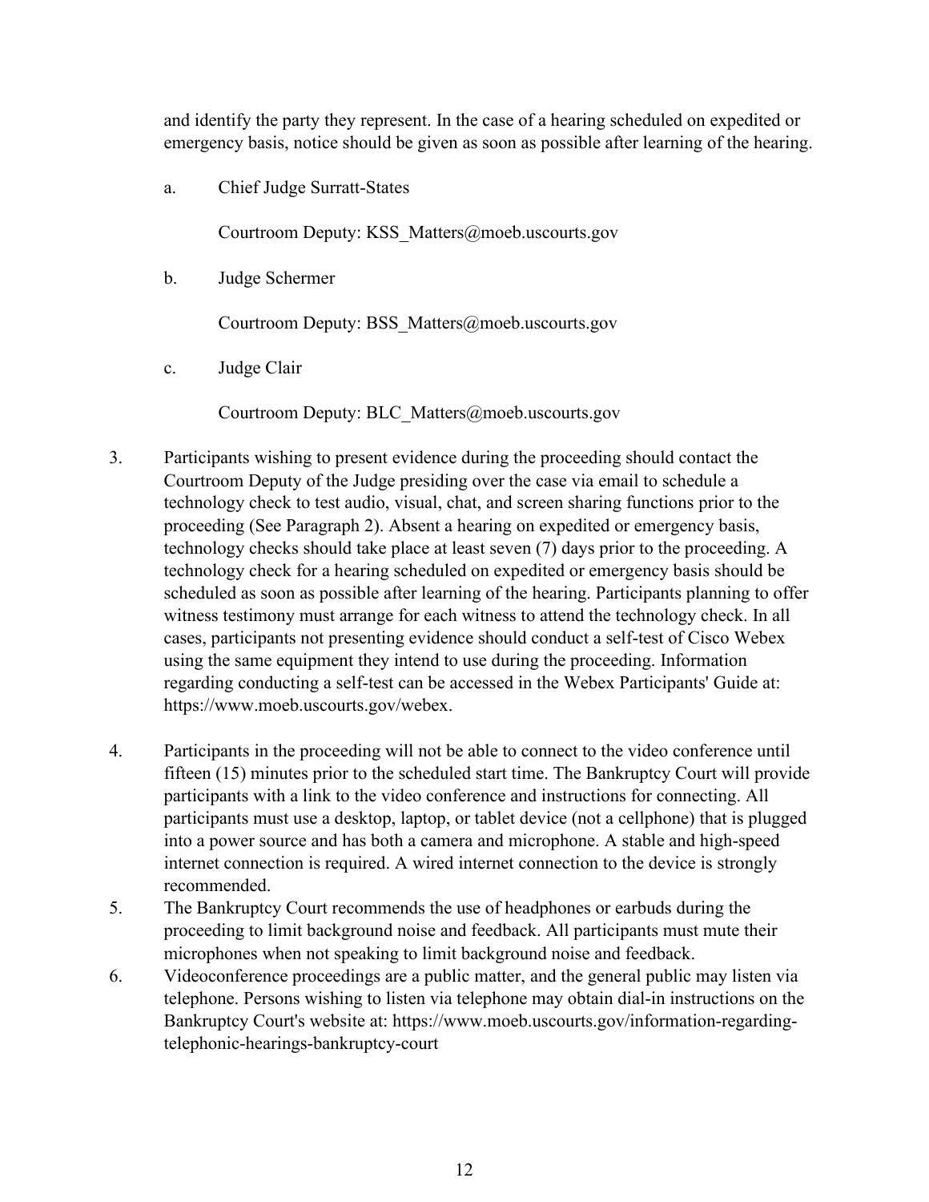and identify the party they represent. In the case of a hearing scheduled on expedited or emergency basis, notice should be given as soon as possible after learning of the hearing.

a. Chief Judge Surratt-States

   Courtroom Deputy: KSS_Matters@moeb.uscourts.gov

b. Judge Schermer

   Courtroom Deputy: BSS_Matters@moeb.uscourts.gov

c. Judge Clair

   Courtroom Deputy: BLC_Matters@moeb.uscourts.gov

3. Participants wishing to present evidence during the proceeding should contact the Courtroom Deputy of the Judge presiding over the case via email to schedule a technology check to test audio, visual, chat, and screen sharing functions prior to the proceeding (See Paragraph 2). Absent a hearing on expedited or emergency basis, technology checks should take place at least seven (7) days prior to the proceeding. A technology check for a hearing scheduled on expedited or emergency basis should be scheduled as soon as possible after learning of the hearing. Participants planning to offer witness testimony must arrange for each witness to attend the technology check. In all cases, participants not presenting evidence should conduct a self-test of Cisco Webex using the same equipment they intend to use during the proceeding. Information regarding conducting a self-test can be accessed in the Webex Participants' Guide at: https://www.moeb.uscourts.gov/webex.

4. Participants in the proceeding will not be able to connect to the video conference until fifteen (15) minutes prior to the scheduled start time. The Bankruptcy Court will provide participants with a link to the video conference and instructions for connecting. All participants must use a desktop, laptop, or tablet device (not a cellphone) that is plugged into a power source and has both a camera and microphone. A stable and high-speed internet connection is required. A wired internet connection to the device is strongly recommended.

5. The Bankruptcy Court recommends the use of headphones or earbuds during the proceeding to limit background noise and feedback. All participants must mute their microphones when not speaking to limit background noise and feedback.

6. Videoconference proceedings are a public matter, and the general public may listen via telephone. Persons wishing to listen via telephone may obtain dial-in instructions on the Bankruptcy Court's website at: https://www.moeb.uscourts.gov/information-regarding-telephonic-hearings-bankruptcy-court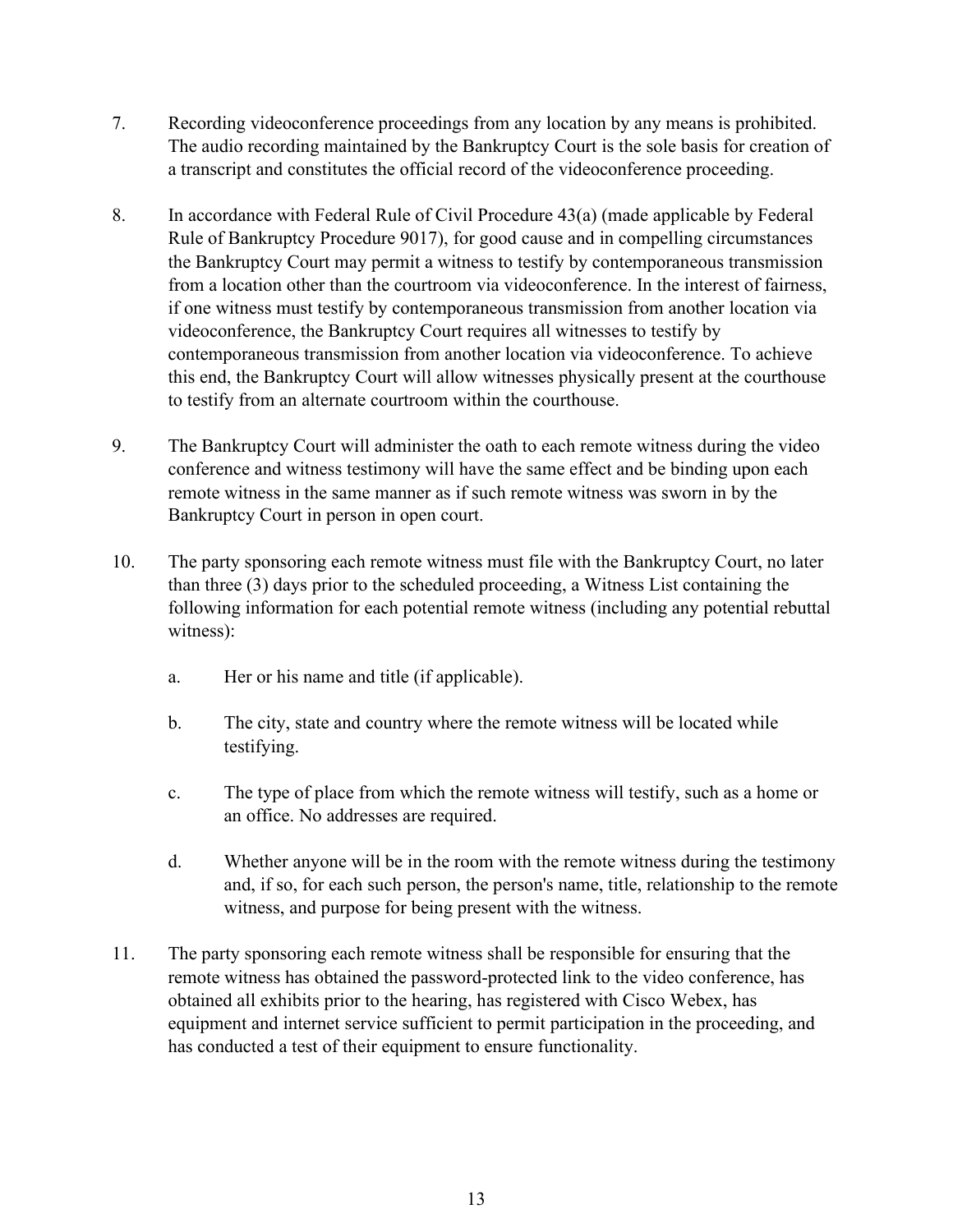7. Recording videoconference proceedings from any location by any means is prohibited. The audio recording maintained by the Bankruptcy Court is the sole basis for creation of a transcript and constitutes the official record of the videoconference proceeding.

8. In accordance with Federal Rule of Civil Procedure 43(a) (made applicable by Federal Rule of Bankruptcy Procedure 9017), for good cause and in compelling circumstances the Bankruptcy Court may permit a witness to testify by contemporaneous transmission from a location other than the courtroom via videoconference. In the interest of fairness, if one witness must testify by contemporaneous transmission from another location via videoconference, the Bankruptcy Court requires all witnesses to testify by contemporaneous transmission from another location via videoconference. To achieve this end, the Bankruptcy Court will allow witnesses physically present at the courthouse to testify from an alternate courtroom within the courthouse.

9. The Bankruptcy Court will administer the oath to each remote witness during the video conference and witness testimony will have the same effect and be binding upon each remote witness in the same manner as if such remote witness was sworn in by the Bankruptcy Court in person in open court.

10. The party sponsoring each remote witness must file with the Bankruptcy Court, no later than three (3) days prior to the scheduled proceeding, a Witness List containing the following information for each potential remote witness (including any potential rebuttal witness):

    a. Her or his name and title (if applicable).

    b. The city, state and country where the remote witness will be located while testifying.

    c. The type of place from which the remote witness will testify, such as a home or an office. No addresses are required.

    d. Whether anyone will be in the room with the remote witness during the testimony and, if so, for each such person, the person's name, title, relationship to the remote witness, and purpose for being present with the witness.

11. The party sponsoring each remote witness shall be responsible for ensuring that the remote witness has obtained the password-protected link to the video conference, has obtained all exhibits prior to the hearing, has registered with Cisco Webex, has equipment and internet service sufficient to permit participation in the proceeding, and has conducted a test of their equipment to ensure functionality.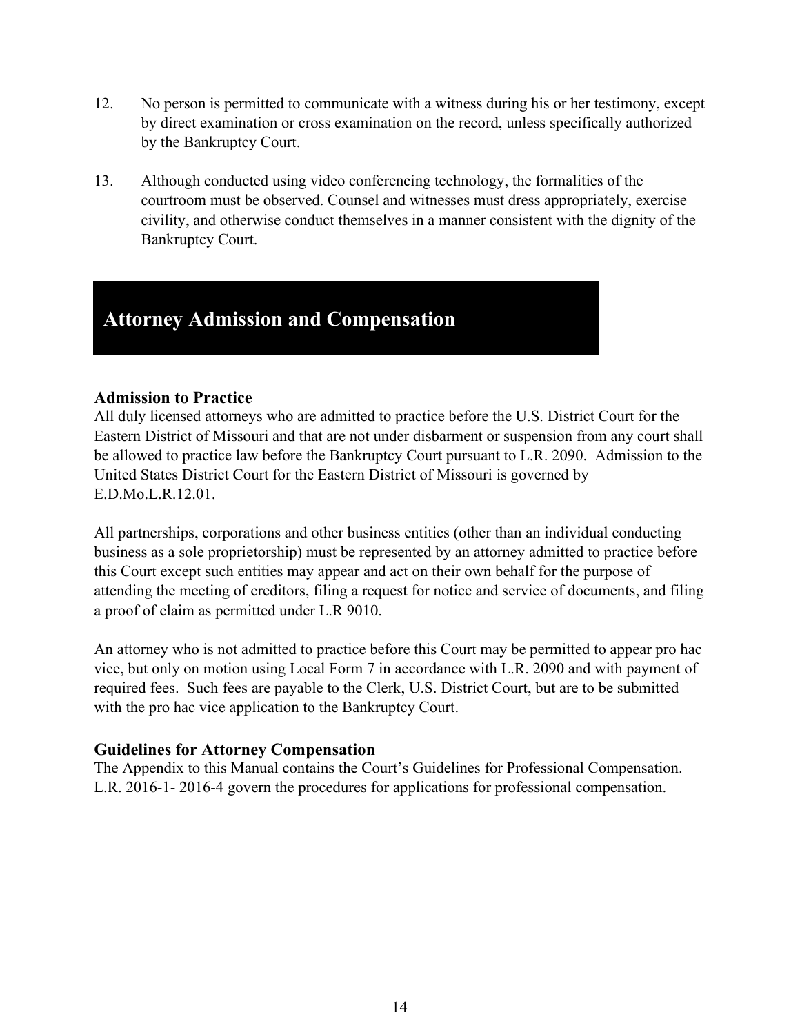12. No person is permitted to communicate with a witness during his or her testimony, except by direct examination or cross examination on the record, unless specifically authorized by the Bankruptcy Court.

13. Although conducted using video conferencing technology, the formalities of the courtroom must be observed. Counsel and witnesses must dress appropriately, exercise civility, and otherwise conduct themselves in a manner consistent with the dignity of the Bankruptcy Court.

## Attorney Admission and Compensation

### Admission to Practice

All duly licensed attorneys who are admitted to practice before the U.S. District Court for the Eastern District of Missouri and that are not under disbarment or suspension from any court shall be allowed to practice law before the Bankruptcy Court pursuant to L.R. 2090. Admission to the United States District Court for the Eastern District of Missouri is governed by E.D.Mo.L.R.12.01.

All partnerships, corporations and other business entities (other than an individual conducting business as a sole proprietorship) must be represented by an attorney admitted to practice before this Court except such entities may appear and act on their own behalf for the purpose of attending the meeting of creditors, filing a request for notice and service of documents, and filing a proof of claim as permitted under L.R 9010.

An attorney who is not admitted to practice before this Court may be permitted to appear pro hac vice, but only on motion using Local Form 7 in accordance with L.R. 2090 and with payment of required fees. Such fees are payable to the Clerk, U.S. District Court, but are to be submitted with the pro hac vice application to the Bankruptcy Court.

### Guidelines for Attorney Compensation

The Appendix to this Manual contains the Court's Guidelines for Professional Compensation. L.R. 2016-1- 2016-4 govern the procedures for applications for professional compensation.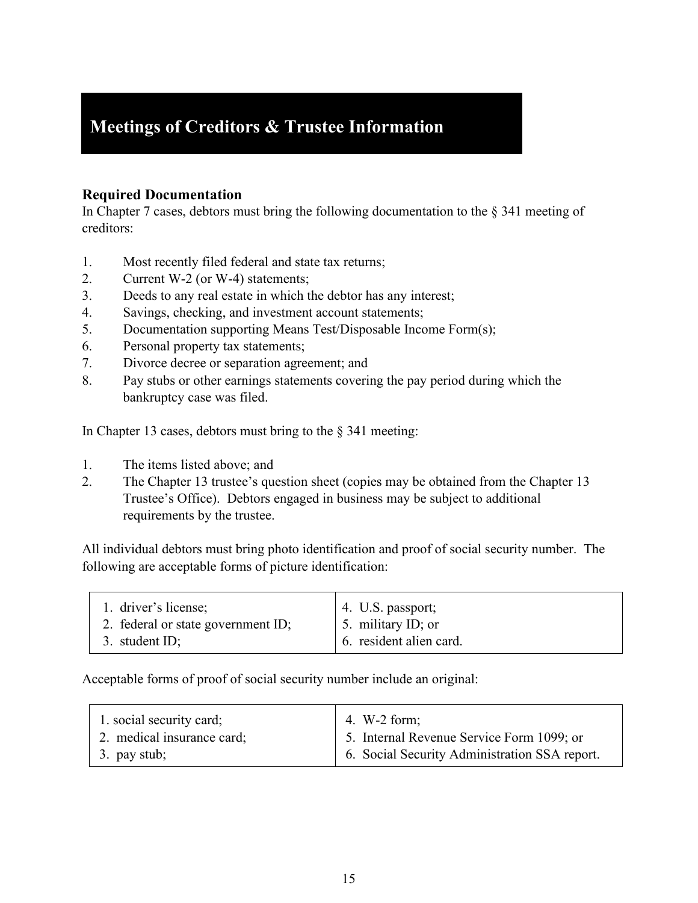# Meetings of Creditors & Trustee Information

### Required Documentation

In Chapter 7 cases, debtors must bring the following documentation to the § 341 meeting of creditors:

1. Most recently filed federal and state tax returns;
2. Current W-2 (or W-4) statements;
3. Deeds to any real estate in which the debtor has any interest;
4. Savings, checking, and investment account statements;
5. Documentation supporting Means Test/Disposable Income Form(s);
6. Personal property tax statements;
7. Divorce decree or separation agreement; and
8. Pay stubs or other earnings statements covering the pay period during which the bankruptcy case was filed.

In Chapter 13 cases, debtors must bring to the § 341 meeting:

1. The items listed above; and
2. The Chapter 13 trustee's question sheet (copies may be obtained from the Chapter 13 Trustee's Office). Debtors engaged in business may be subject to additional requirements by the trustee.

All individual debtors must bring photo identification and proof of social security number. The following are acceptable forms of picture identification:

| | |
|---|---|
| 1. driver's license; | 4. U.S. passport; |
| 2. federal or state government ID; | 5. military ID; or |
| 3. student ID; | 6. resident alien card. |

Acceptable forms of proof of social security number include an original:

| | |
|---|---|
| 1. social security card; | 4. W-2 form; |
| 2. medical insurance card; | 5. Internal Revenue Service Form 1099; or |
| 3. pay stub; | 6. Social Security Administration SSA report. |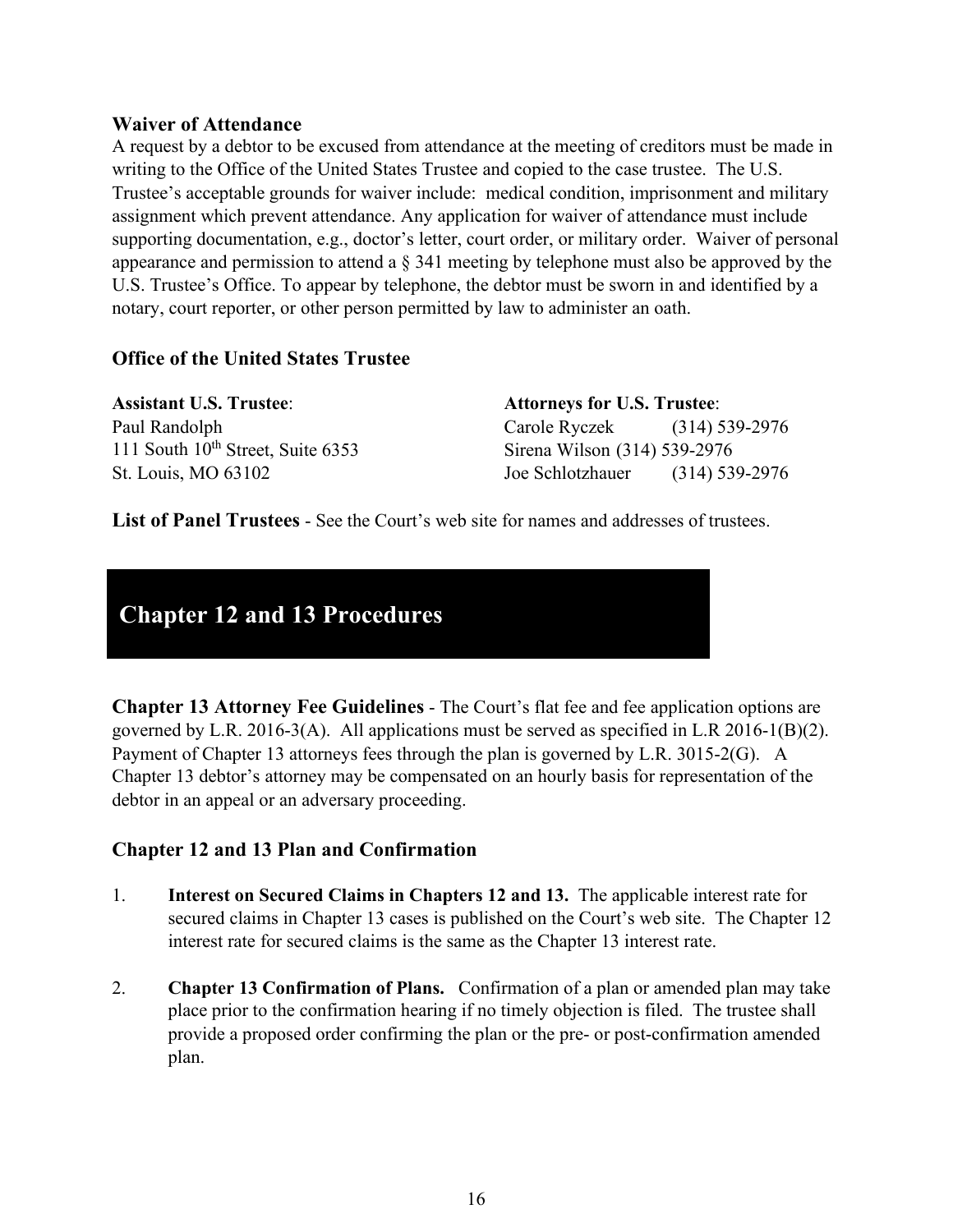### Waiver of Attendance

A request by a debtor to be excused from attendance at the meeting of creditors must be made in writing to the Office of the United States Trustee and copied to the case trustee. The U.S. Trustee's acceptable grounds for waiver include: medical condition, imprisonment and military assignment which prevent attendance. Any application for waiver of attendance must include supporting documentation, e.g., doctor's letter, court order, or military order. Waiver of personal appearance and permission to attend a § 341 meeting by telephone must also be approved by the U.S. Trustee's Office. To appear by telephone, the debtor must be sworn in and identified by a notary, court reporter, or other person permitted by law to administer an oath.

### Office of the United States Trustee

**Assistant U.S. Trustee**:
Paul Randolph
111 South 10th Street, Suite 6353
St. Louis, MO 63102

**Attorneys for U.S. Trustee**:
Carole Ryczek (314) 539-2976
Sirena Wilson (314) 539-2976
Joe Schlotzhauer (314) 539-2976

**List of Panel Trustees** - See the Court's web site for names and addresses of trustees.

# Chapter 12 and 13 Procedures

**Chapter 13 Attorney Fee Guidelines** - The Court's flat fee and fee application options are governed by L.R. 2016-3(A). All applications must be served as specified in L.R 2016-1(B)(2). Payment of Chapter 13 attorneys fees through the plan is governed by L.R. 3015-2(G). A Chapter 13 debtor's attorney may be compensated on an hourly basis for representation of the debtor in an appeal or an adversary proceeding.

### Chapter 12 and 13 Plan and Confirmation

1. **Interest on Secured Claims in Chapters 12 and 13.** The applicable interest rate for secured claims in Chapter 13 cases is published on the Court's web site. The Chapter 12 interest rate for secured claims is the same as the Chapter 13 interest rate.

2. **Chapter 13 Confirmation of Plans.** Confirmation of a plan or amended plan may take place prior to the confirmation hearing if no timely objection is filed. The trustee shall provide a proposed order confirming the plan or the pre- or post-confirmation amended plan.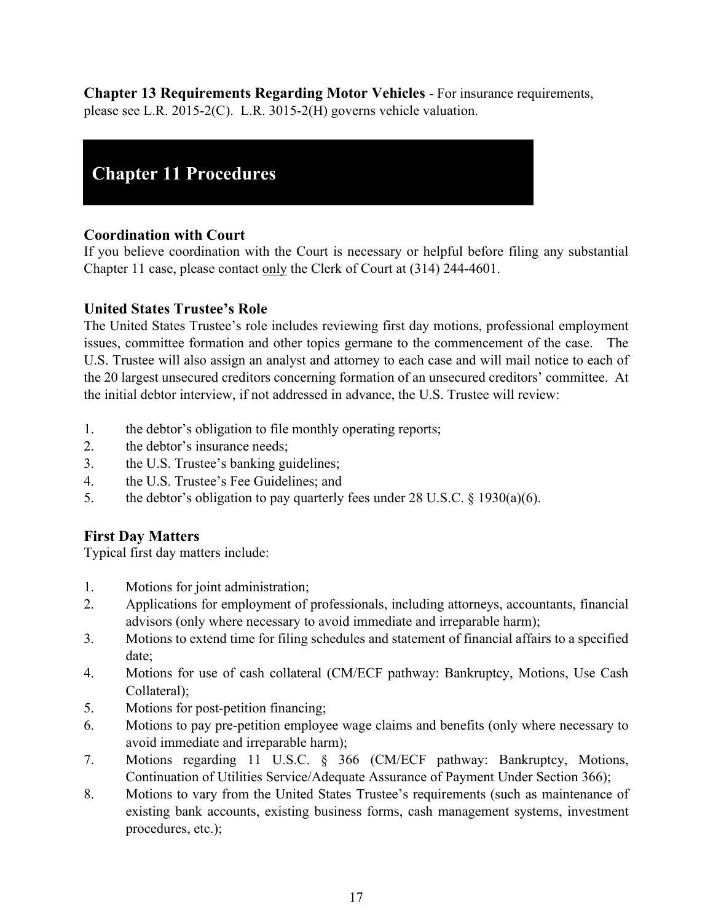**Chapter 13 Requirements Regarding Motor Vehicles** - For insurance requirements, please see L.R. 2015-2(C). L.R. 3015-2(H) governs vehicle valuation.

# Chapter 11 Procedures

### Coordination with Court

If you believe coordination with the Court is necessary or helpful before filing any substantial Chapter 11 case, please contact <u>only</u> the Clerk of Court at (314) 244-4601.

### United States Trustee's Role

The United States Trustee's role includes reviewing first day motions, professional employment issues, committee formation and other topics germane to the commencement of the case. The U.S. Trustee will also assign an analyst and attorney to each case and will mail notice to each of the 20 largest unsecured creditors concerning formation of an unsecured creditors' committee. At the initial debtor interview, if not addressed in advance, the U.S. Trustee will review:

1. the debtor's obligation to file monthly operating reports;
2. the debtor's insurance needs;
3. the U.S. Trustee's banking guidelines;
4. the U.S. Trustee's Fee Guidelines; and
5. the debtor's obligation to pay quarterly fees under 28 U.S.C. § 1930(a)(6).

### First Day Matters

Typical first day matters include:

1. Motions for joint administration;
2. Applications for employment of professionals, including attorneys, accountants, financial advisors (only where necessary to avoid immediate and irreparable harm);
3. Motions to extend time for filing schedules and statement of financial affairs to a specified date;
4. Motions for use of cash collateral (CM/ECF pathway: Bankruptcy, Motions, Use Cash Collateral);
5. Motions for post-petition financing;
6. Motions to pay pre-petition employee wage claims and benefits (only where necessary to avoid immediate and irreparable harm);
7. Motions regarding 11 U.S.C. § 366 (CM/ECF pathway: Bankruptcy, Motions, Continuation of Utilities Service/Adequate Assurance of Payment Under Section 366);
8. Motions to vary from the United States Trustee's requirements (such as maintenance of existing bank accounts, existing business forms, cash management systems, investment procedures, etc.);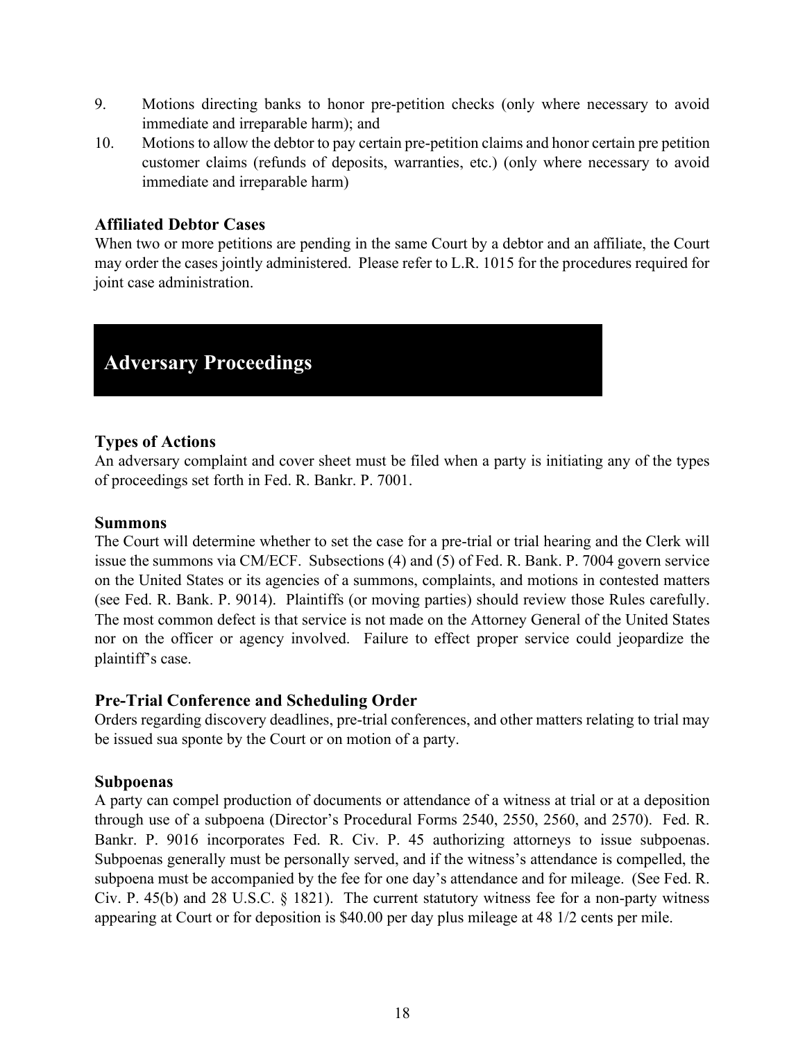9. Motions directing banks to honor pre-petition checks (only where necessary to avoid immediate and irreparable harm); and
10. Motions to allow the debtor to pay certain pre-petition claims and honor certain pre petition customer claims (refunds of deposits, warranties, etc.) (only where necessary to avoid immediate and irreparable harm)

### Affiliated Debtor Cases

When two or more petitions are pending in the same Court by a debtor and an affiliate, the Court may order the cases jointly administered. Please refer to L.R. 1015 for the procedures required for joint case administration.

## Adversary Proceedings

### Types of Actions

An adversary complaint and cover sheet must be filed when a party is initiating any of the types of proceedings set forth in Fed. R. Bankr. P. 7001.

### Summons

The Court will determine whether to set the case for a pre-trial or trial hearing and the Clerk will issue the summons via CM/ECF. Subsections (4) and (5) of Fed. R. Bank. P. 7004 govern service on the United States or its agencies of a summons, complaints, and motions in contested matters (see Fed. R. Bank. P. 9014). Plaintiffs (or moving parties) should review those Rules carefully. The most common defect is that service is not made on the Attorney General of the United States nor on the officer or agency involved. Failure to effect proper service could jeopardize the plaintiff's case.

### Pre-Trial Conference and Scheduling Order

Orders regarding discovery deadlines, pre-trial conferences, and other matters relating to trial may be issued sua sponte by the Court or on motion of a party.

### Subpoenas

A party can compel production of documents or attendance of a witness at trial or at a deposition through use of a subpoena (Director's Procedural Forms 2540, 2550, 2560, and 2570). Fed. R. Bankr. P. 9016 incorporates Fed. R. Civ. P. 45 authorizing attorneys to issue subpoenas. Subpoenas generally must be personally served, and if the witness's attendance is compelled, the subpoena must be accompanied by the fee for one day's attendance and for mileage. (See Fed. R. Civ. P. 45(b) and 28 U.S.C. § 1821). The current statutory witness fee for a non-party witness appearing at Court or for deposition is $40.00 per day plus mileage at 48 1/2 cents per mile.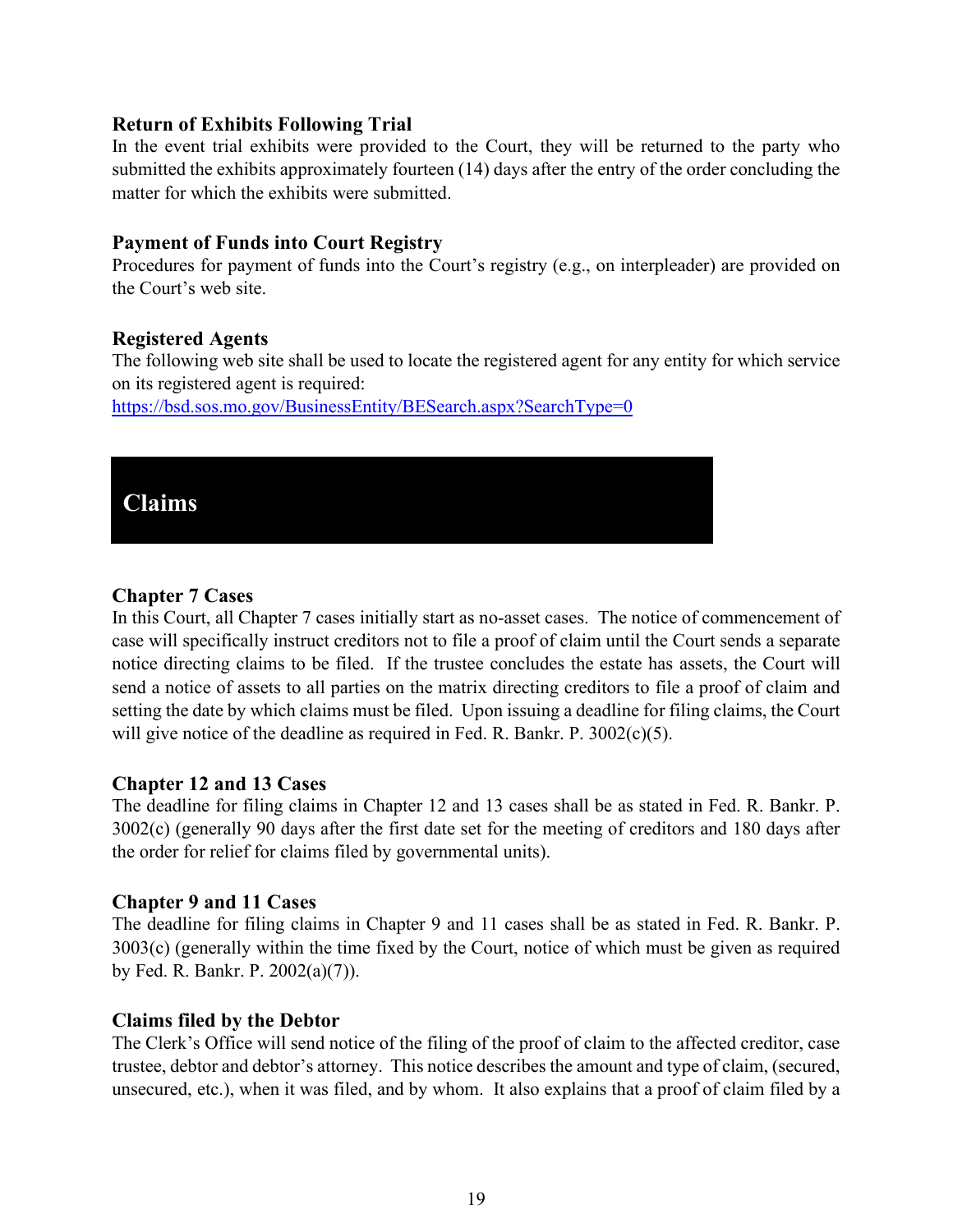### Return of Exhibits Following Trial

In the event trial exhibits were provided to the Court, they will be returned to the party who submitted the exhibits approximately fourteen (14) days after the entry of the order concluding the matter for which the exhibits were submitted.

### Payment of Funds into Court Registry

Procedures for payment of funds into the Court's registry (e.g., on interpleader) are provided on the Court's web site.

### Registered Agents

The following web site shall be used to locate the registered agent for any entity for which service on its registered agent is required:
https://bsd.sos.mo.gov/BusinessEntity/BESearch.aspx?SearchType=0

## Claims

### Chapter 7 Cases

In this Court, all Chapter 7 cases initially start as no-asset cases. The notice of commencement of case will specifically instruct creditors not to file a proof of claim until the Court sends a separate notice directing claims to be filed. If the trustee concludes the estate has assets, the Court will send a notice of assets to all parties on the matrix directing creditors to file a proof of claim and setting the date by which claims must be filed. Upon issuing a deadline for filing claims, the Court will give notice of the deadline as required in Fed. R. Bankr. P. 3002(c)(5).

### Chapter 12 and 13 Cases

The deadline for filing claims in Chapter 12 and 13 cases shall be as stated in Fed. R. Bankr. P. 3002(c) (generally 90 days after the first date set for the meeting of creditors and 180 days after the order for relief for claims filed by governmental units).

### Chapter 9 and 11 Cases

The deadline for filing claims in Chapter 9 and 11 cases shall be as stated in Fed. R. Bankr. P. 3003(c) (generally within the time fixed by the Court, notice of which must be given as required by Fed. R. Bankr. P. 2002(a)(7)).

### Claims filed by the Debtor

The Clerk's Office will send notice of the filing of the proof of claim to the affected creditor, case trustee, debtor and debtor's attorney. This notice describes the amount and type of claim, (secured, unsecured, etc.), when it was filed, and by whom. It also explains that a proof of claim filed by a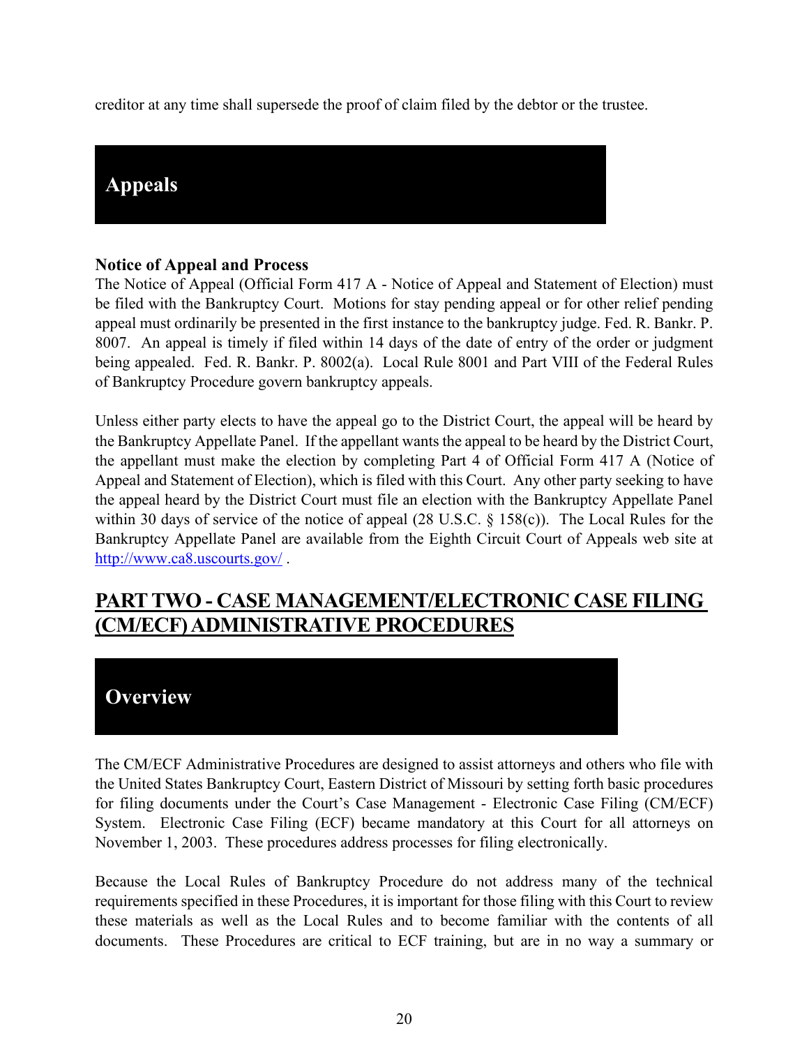creditor at any time shall supersede the proof of claim filed by the debtor or the trustee.

## Appeals

**Notice of Appeal and Process**
The Notice of Appeal (Official Form 417 A - Notice of Appeal and Statement of Election) must be filed with the Bankruptcy Court. Motions for stay pending appeal or for other relief pending appeal must ordinarily be presented in the first instance to the bankruptcy judge. Fed. R. Bankr. P. 8007. An appeal is timely if filed within 14 days of the date of entry of the order or judgment being appealed. Fed. R. Bankr. P. 8002(a). Local Rule 8001 and Part VIII of the Federal Rules of Bankruptcy Procedure govern bankruptcy appeals.

Unless either party elects to have the appeal go to the District Court, the appeal will be heard by the Bankruptcy Appellate Panel. If the appellant wants the appeal to be heard by the District Court, the appellant must make the election by completing Part 4 of Official Form 417 A (Notice of Appeal and Statement of Election), which is filed with this Court. Any other party seeking to have the appeal heard by the District Court must file an election with the Bankruptcy Appellate Panel within 30 days of service of the notice of appeal (28 U.S.C. § 158(c)). The Local Rules for the Bankruptcy Appellate Panel are available from the Eighth Circuit Court of Appeals web site at [http://www.ca8.uscourts.gov/](http://www.ca8.uscourts.gov/) .

# PART TWO - CASE MANAGEMENT/ELECTRONIC CASE FILING (CM/ECF) ADMINISTRATIVE PROCEDURES

## Overview

The CM/ECF Administrative Procedures are designed to assist attorneys and others who file with the United States Bankruptcy Court, Eastern District of Missouri by setting forth basic procedures for filing documents under the Court's Case Management - Electronic Case Filing (CM/ECF) System. Electronic Case Filing (ECF) became mandatory at this Court for all attorneys on November 1, 2003. These procedures address processes for filing electronically.

Because the Local Rules of Bankruptcy Procedure do not address many of the technical requirements specified in these Procedures, it is important for those filing with this Court to review these materials as well as the Local Rules and to become familiar with the contents of all documents. These Procedures are critical to ECF training, but are in no way a summary or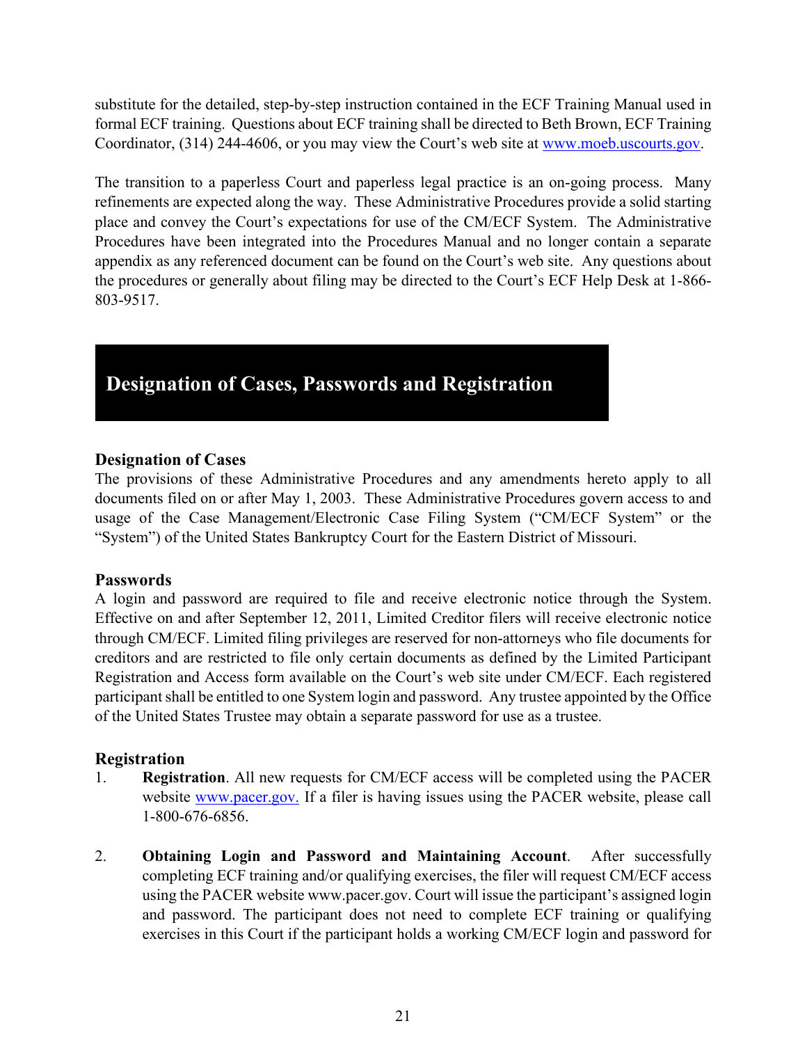substitute for the detailed, step-by-step instruction contained in the ECF Training Manual used in formal ECF training. Questions about ECF training shall be directed to Beth Brown, ECF Training Coordinator, (314) 244-4606, or you may view the Court's web site at [www.moeb.uscourts.gov](http://www.moeb.uscourts.gov).

The transition to a paperless Court and paperless legal practice is an on-going process. Many refinements are expected along the way. These Administrative Procedures provide a solid starting place and convey the Court's expectations for use of the CM/ECF System. The Administrative Procedures have been integrated into the Procedures Manual and no longer contain a separate appendix as any referenced document can be found on the Court's web site. Any questions about the procedures or generally about filing may be directed to the Court's ECF Help Desk at 1-866-803-9517.

# Designation of Cases, Passwords and Registration

### Designation of Cases

The provisions of these Administrative Procedures and any amendments hereto apply to all documents filed on or after May 1, 2003. These Administrative Procedures govern access to and usage of the Case Management/Electronic Case Filing System ("CM/ECF System" or the "System") of the United States Bankruptcy Court for the Eastern District of Missouri.

### Passwords

A login and password are required to file and receive electronic notice through the System. Effective on and after September 12, 2011, Limited Creditor filers will receive electronic notice through CM/ECF. Limited filing privileges are reserved for non-attorneys who file documents for creditors and are restricted to file only certain documents as defined by the Limited Participant Registration and Access form available on the Court's web site under CM/ECF. Each registered participant shall be entitled to one System login and password. Any trustee appointed by the Office of the United States Trustee may obtain a separate password for use as a trustee.

### Registration

1. **Registration**. All new requests for CM/ECF access will be completed using the PACER website [www.pacer.gov.](http://www.pacer.gov) If a filer is having issues using the PACER website, please call 1-800-676-6856.

2. **Obtaining Login and Password and Maintaining Account**. After successfully completing ECF training and/or qualifying exercises, the filer will request CM/ECF access using the PACER website www.pacer.gov. Court will issue the participant's assigned login and password. The participant does not need to complete ECF training or qualifying exercises in this Court if the participant holds a working CM/ECF login and password for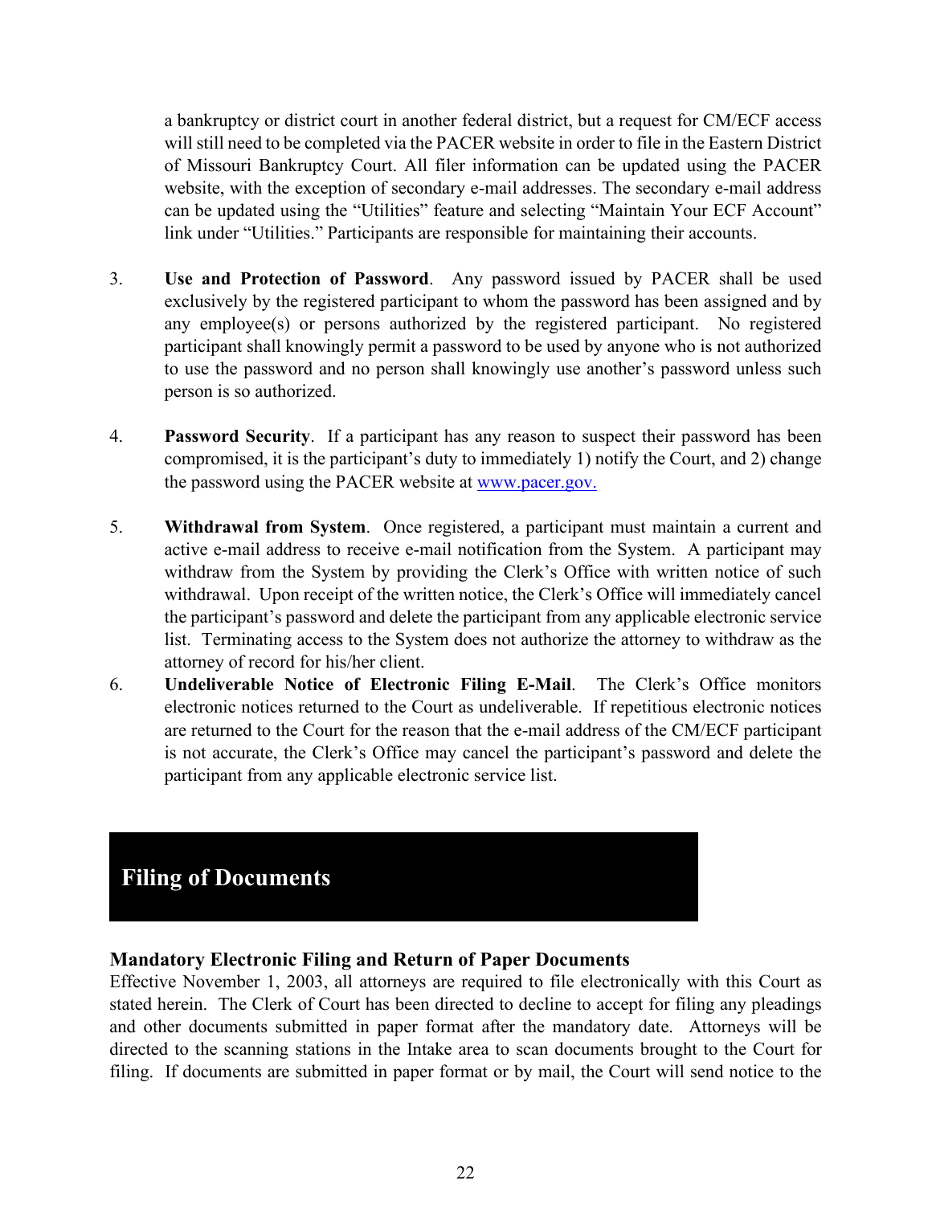a bankruptcy or district court in another federal district, but a request for CM/ECF access will still need to be completed via the PACER website in order to file in the Eastern District of Missouri Bankruptcy Court. All filer information can be updated using the PACER website, with the exception of secondary e-mail addresses. The secondary e-mail address can be updated using the "Utilities" feature and selecting "Maintain Your ECF Account" link under "Utilities." Participants are responsible for maintaining their accounts.

3. **Use and Protection of Password**. Any password issued by PACER shall be used exclusively by the registered participant to whom the password has been assigned and by any employee(s) or persons authorized by the registered participant. No registered participant shall knowingly permit a password to be used by anyone who is not authorized to use the password and no person shall knowingly use another's password unless such person is so authorized.

4. **Password Security**. If a participant has any reason to suspect their password has been compromised, it is the participant's duty to immediately 1) notify the Court, and 2) change the password using the PACER website at www.pacer.gov.

5. **Withdrawal from System**. Once registered, a participant must maintain a current and active e-mail address to receive e-mail notification from the System. A participant may withdraw from the System by providing the Clerk's Office with written notice of such withdrawal. Upon receipt of the written notice, the Clerk's Office will immediately cancel the participant's password and delete the participant from any applicable electronic service list. Terminating access to the System does not authorize the attorney to withdraw as the attorney of record for his/her client.

6. **Undeliverable Notice of Electronic Filing E-Mail**. The Clerk's Office monitors electronic notices returned to the Court as undeliverable. If repetitious electronic notices are returned to the Court for the reason that the e-mail address of the CM/ECF participant is not accurate, the Clerk's Office may cancel the participant's password and delete the participant from any applicable electronic service list.

## Filing of Documents

### Mandatory Electronic Filing and Return of Paper Documents

Effective November 1, 2003, all attorneys are required to file electronically with this Court as stated herein. The Clerk of Court has been directed to decline to accept for filing any pleadings and other documents submitted in paper format after the mandatory date. Attorneys will be directed to the scanning stations in the Intake area to scan documents brought to the Court for filing. If documents are submitted in paper format or by mail, the Court will send notice to the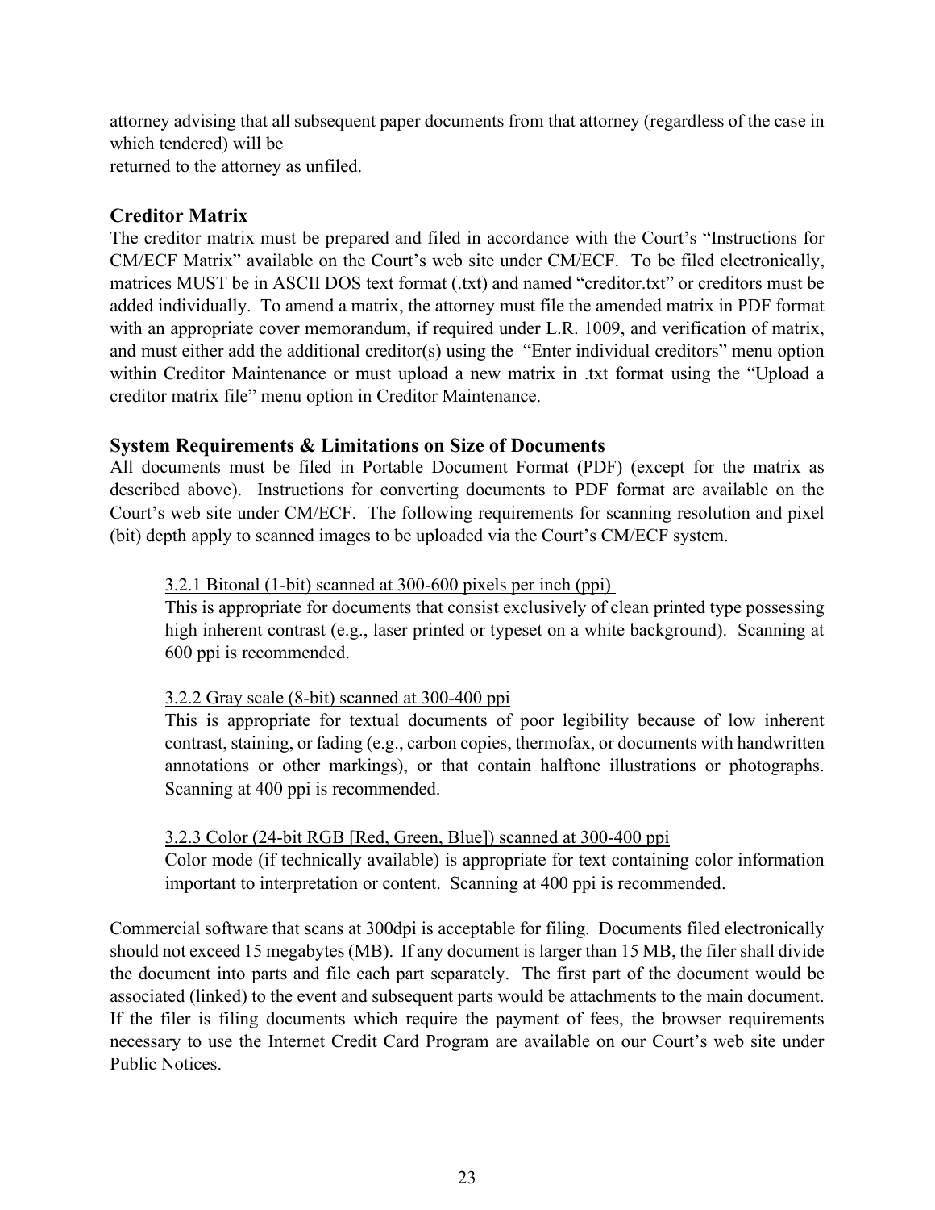attorney advising that all subsequent paper documents from that attorney (regardless of the case in which tendered) will be
returned to the attorney as unfiled.

### Creditor Matrix

The creditor matrix must be prepared and filed in accordance with the Court's "Instructions for CM/ECF Matrix" available on the Court's web site under CM/ECF. To be filed electronically, matrices MUST be in ASCII DOS text format (.txt) and named "creditor.txt" or creditors must be added individually. To amend a matrix, the attorney must file the amended matrix in PDF format with an appropriate cover memorandum, if required under L.R. 1009, and verification of matrix, and must either add the additional creditor(s) using the "Enter individual creditors" menu option within Creditor Maintenance or must upload a new matrix in .txt format using the "Upload a creditor matrix file" menu option in Creditor Maintenance.

### System Requirements & Limitations on Size of Documents

All documents must be filed in Portable Document Format (PDF) (except for the matrix as described above). Instructions for converting documents to PDF format are available on the Court's web site under CM/ECF. The following requirements for scanning resolution and pixel (bit) depth apply to scanned images to be uploaded via the Court's CM/ECF system.

<u>3.2.1 Bitonal (1-bit) scanned at 300-600 pixels per inch (ppi)</u>
This is appropriate for documents that consist exclusively of clean printed type possessing high inherent contrast (e.g., laser printed or typeset on a white background). Scanning at 600 ppi is recommended.

<u>3.2.2 Gray scale (8-bit) scanned at 300-400 ppi</u>
This is appropriate for textual documents of poor legibility because of low inherent contrast, staining, or fading (e.g., carbon copies, thermofax, or documents with handwritten annotations or other markings), or that contain halftone illustrations or photographs. Scanning at 400 ppi is recommended.

<u>3.2.3 Color (24-bit RGB [Red, Green, Blue]) scanned at 300-400 ppi</u>
Color mode (if technically available) is appropriate for text containing color information important to interpretation or content. Scanning at 400 ppi is recommended.

<u>Commercial software that scans at 300dpi is acceptable for filing</u>. Documents filed electronically should not exceed 15 megabytes (MB). If any document is larger than 15 MB, the filer shall divide the document into parts and file each part separately. The first part of the document would be associated (linked) to the event and subsequent parts would be attachments to the main document. If the filer is filing documents which require the payment of fees, the browser requirements necessary to use the Internet Credit Card Program are available on our Court's web site under Public Notices.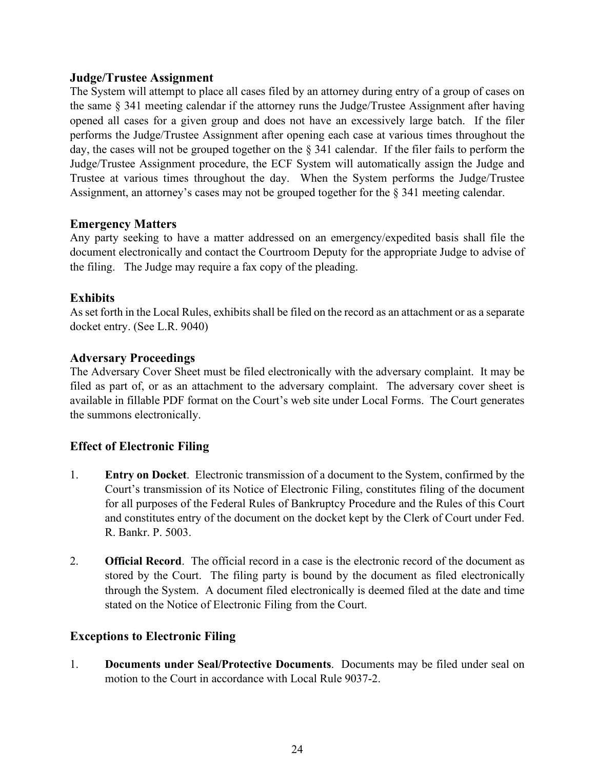### Judge/Trustee Assignment

The System will attempt to place all cases filed by an attorney during entry of a group of cases on the same § 341 meeting calendar if the attorney runs the Judge/Trustee Assignment after having opened all cases for a given group and does not have an excessively large batch. If the filer performs the Judge/Trustee Assignment after opening each case at various times throughout the day, the cases will not be grouped together on the § 341 calendar. If the filer fails to perform the Judge/Trustee Assignment procedure, the ECF System will automatically assign the Judge and Trustee at various times throughout the day. When the System performs the Judge/Trustee Assignment, an attorney's cases may not be grouped together for the § 341 meeting calendar.

### Emergency Matters

Any party seeking to have a matter addressed on an emergency/expedited basis shall file the document electronically and contact the Courtroom Deputy for the appropriate Judge to advise of the filing. The Judge may require a fax copy of the pleading.

### Exhibits

As set forth in the Local Rules, exhibits shall be filed on the record as an attachment or as a separate docket entry. (See L.R. 9040)

### Adversary Proceedings

The Adversary Cover Sheet must be filed electronically with the adversary complaint. It may be filed as part of, or as an attachment to the adversary complaint. The adversary cover sheet is available in fillable PDF format on the Court's web site under Local Forms. The Court generates the summons electronically.

### Effect of Electronic Filing

1. **Entry on Docket**. Electronic transmission of a document to the System, confirmed by the Court's transmission of its Notice of Electronic Filing, constitutes filing of the document for all purposes of the Federal Rules of Bankruptcy Procedure and the Rules of this Court and constitutes entry of the document on the docket kept by the Clerk of Court under Fed. R. Bankr. P. 5003.

2. **Official Record**. The official record in a case is the electronic record of the document as stored by the Court. The filing party is bound by the document as filed electronically through the System. A document filed electronically is deemed filed at the date and time stated on the Notice of Electronic Filing from the Court.

### Exceptions to Electronic Filing

1. **Documents under Seal/Protective Documents**. Documents may be filed under seal on motion to the Court in accordance with Local Rule 9037-2.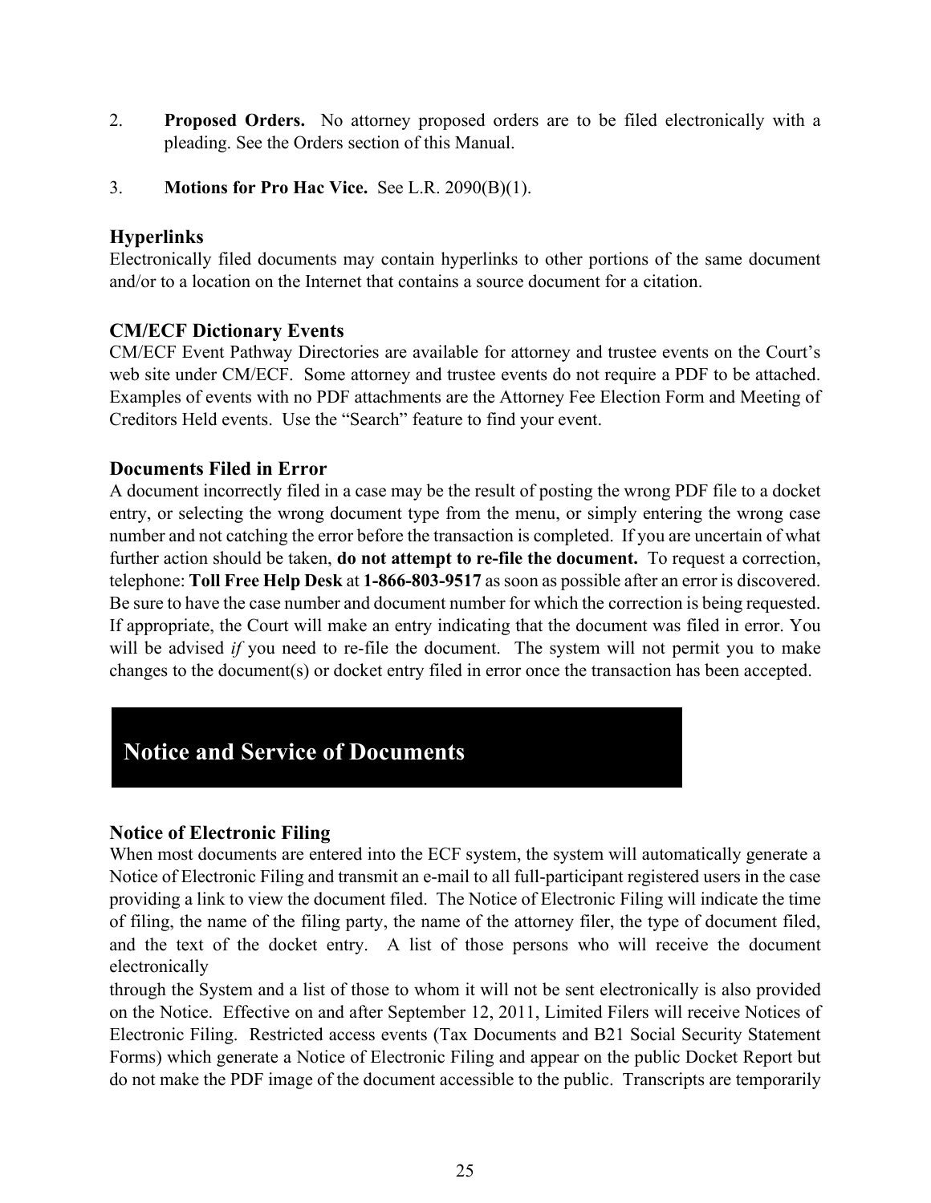2. **Proposed Orders.** No attorney proposed orders are to be filed electronically with a pleading. See the Orders section of this Manual.

3. **Motions for Pro Hac Vice.** See L.R. 2090(B)(1).

### Hyperlinks

Electronically filed documents may contain hyperlinks to other portions of the same document and/or to a location on the Internet that contains a source document for a citation.

### CM/ECF Dictionary Events

CM/ECF Event Pathway Directories are available for attorney and trustee events on the Court's web site under CM/ECF. Some attorney and trustee events do not require a PDF to be attached. Examples of events with no PDF attachments are the Attorney Fee Election Form and Meeting of Creditors Held events. Use the "Search" feature to find your event.

### Documents Filed in Error

A document incorrectly filed in a case may be the result of posting the wrong PDF file to a docket entry, or selecting the wrong document type from the menu, or simply entering the wrong case number and not catching the error before the transaction is completed. If you are uncertain of what further action should be taken, **do not attempt to re-file the document.** To request a correction, telephone: **Toll Free Help Desk** at **1-866-803-9517** as soon as possible after an error is discovered. Be sure to have the case number and document number for which the correction is being requested. If appropriate, the Court will make an entry indicating that the document was filed in error. You will be advised *if* you need to re-file the document. The system will not permit you to make changes to the document(s) or docket entry filed in error once the transaction has been accepted.

## Notice and Service of Documents

### Notice of Electronic Filing

When most documents are entered into the ECF system, the system will automatically generate a Notice of Electronic Filing and transmit an e-mail to all full-participant registered users in the case providing a link to view the document filed. The Notice of Electronic Filing will indicate the time of filing, the name of the filing party, the name of the attorney filer, the type of document filed, and the text of the docket entry. A list of those persons who will receive the document electronically through the System and a list of those to whom it will not be sent electronically is also provided on the Notice. Effective on and after September 12, 2011, Limited Filers will receive Notices of Electronic Filing. Restricted access events (Tax Documents and B21 Social Security Statement Forms) which generate a Notice of Electronic Filing and appear on the public Docket Report but do not make the PDF image of the document accessible to the public. Transcripts are temporarily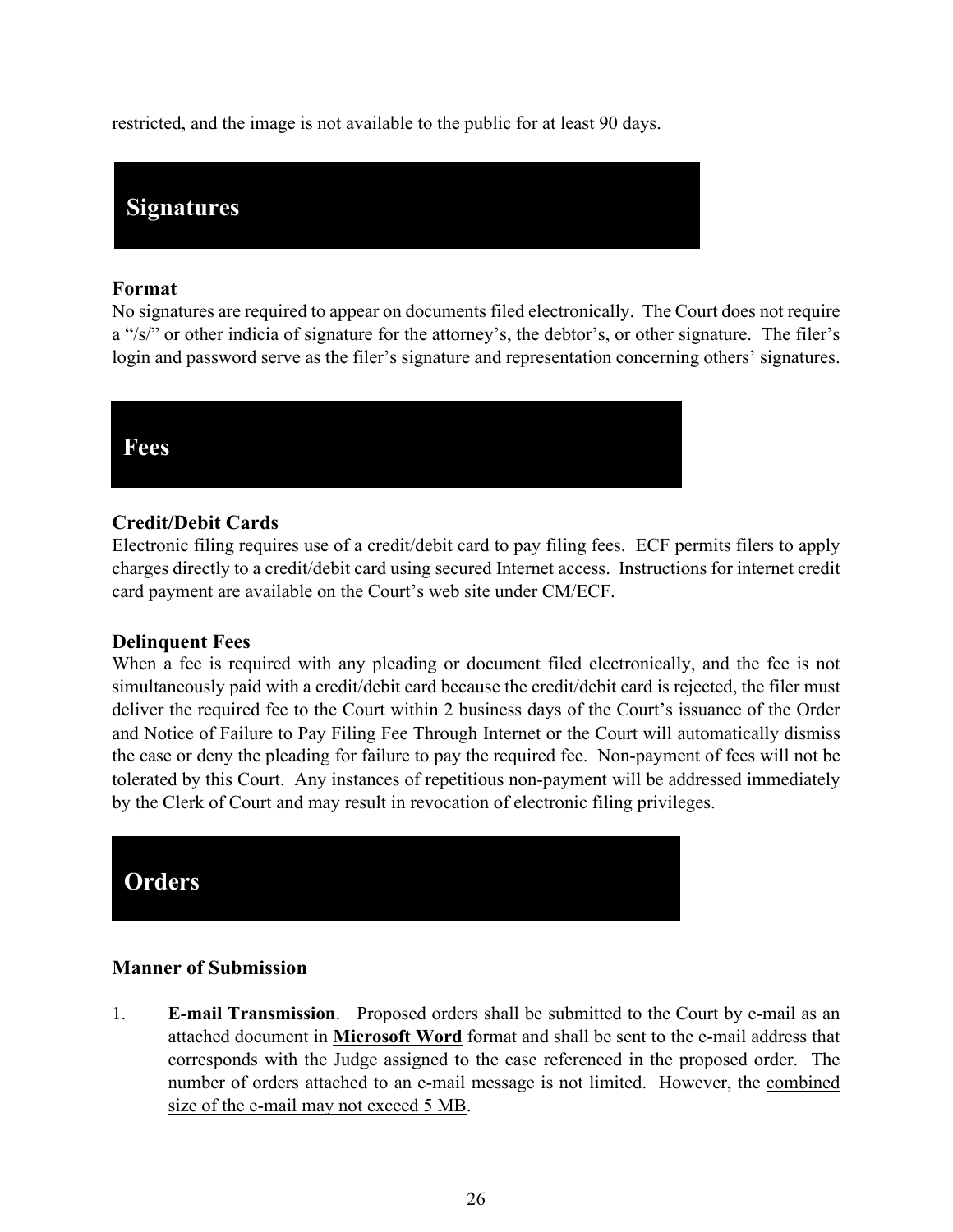restricted, and the image is not available to the public for at least 90 days.

## Signatures

### Format

No signatures are required to appear on documents filed electronically. The Court does not require a "/s/" or other indicia of signature for the attorney's, the debtor's, or other signature. The filer's login and password serve as the filer's signature and representation concerning others' signatures.

## Fees

### Credit/Debit Cards

Electronic filing requires use of a credit/debit card to pay filing fees. ECF permits filers to apply charges directly to a credit/debit card using secured Internet access. Instructions for internet credit card payment are available on the Court's web site under CM/ECF.

### Delinquent Fees

When a fee is required with any pleading or document filed electronically, and the fee is not simultaneously paid with a credit/debit card because the credit/debit card is rejected, the filer must deliver the required fee to the Court within 2 business days of the Court's issuance of the Order and Notice of Failure to Pay Filing Fee Through Internet or the Court will automatically dismiss the case or deny the pleading for failure to pay the required fee. Non-payment of fees will not be tolerated by this Court. Any instances of repetitious non-payment will be addressed immediately by the Clerk of Court and may result in revocation of electronic filing privileges.

## Orders

### Manner of Submission

1. **E-mail Transmission**. Proposed orders shall be submitted to the Court by e-mail as an attached document in **<u>Microsoft Word</u>** format and shall be sent to the e-mail address that corresponds with the Judge assigned to the case referenced in the proposed order. The number of orders attached to an e-mail message is not limited. However, the <u>combined size of the e-mail may not exceed 5 MB</u>.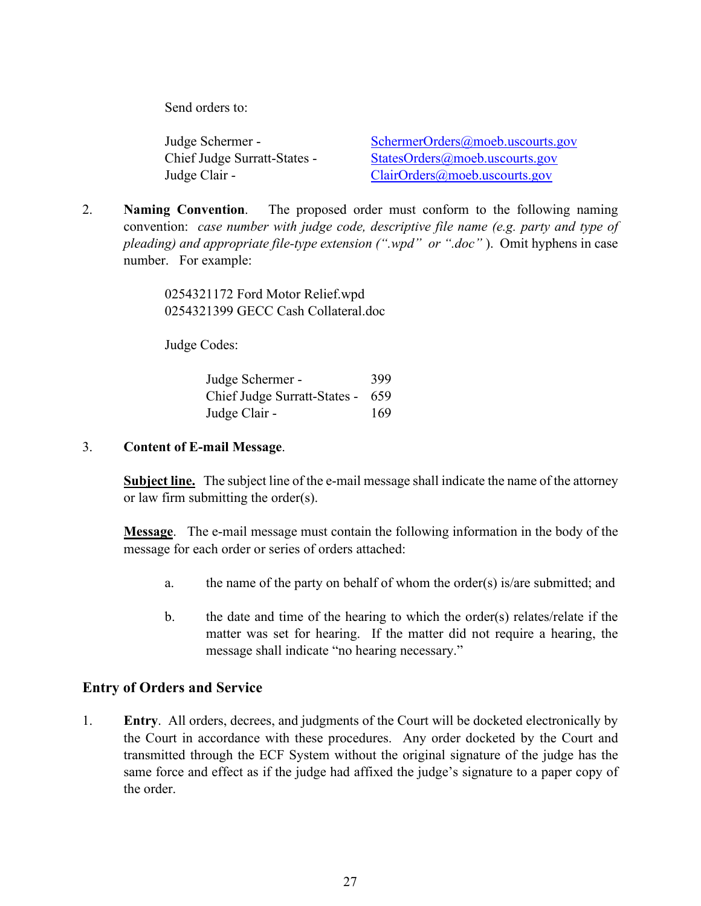Send orders to:

| | |
|---|---|
| Judge Schermer - | SchermerOrders@moeb.uscourts.gov |
| Chief Judge Surratt-States - | StatesOrders@moeb.uscourts.gov |
| Judge Clair - | ClairOrders@moeb.uscourts.gov |

2. **Naming Convention**. The proposed order must conform to the following naming convention: *case number with judge code, descriptive file name (e.g. party and type of pleading) and appropriate file-type extension (".wpd" or ".doc")*. Omit hyphens in case number. For example:

   0254321172 Ford Motor Relief.wpd
   0254321399 GECC Cash Collateral.doc

   Judge Codes:

   | | |
   |---|---|
   | Judge Schermer - | 399 |
   | Chief Judge Surratt-States - | 659 |
   | Judge Clair - | 169 |

3. **Content of E-mail Message**.

   **Subject line.** The subject line of the e-mail message shall indicate the name of the attorney or law firm submitting the order(s).

   **Message**. The e-mail message must contain the following information in the body of the message for each order or series of orders attached:

   a. the name of the party on behalf of whom the order(s) is/are submitted; and

   b. the date and time of the hearing to which the order(s) relates/relate if the matter was set for hearing. If the matter did not require a hearing, the message shall indicate "no hearing necessary."

## Entry of Orders and Service

1. **Entry**. All orders, decrees, and judgments of the Court will be docketed electronically by the Court in accordance with these procedures. Any order docketed by the Court and transmitted through the ECF System without the original signature of the judge has the same force and effect as if the judge had affixed the judge's signature to a paper copy of the order.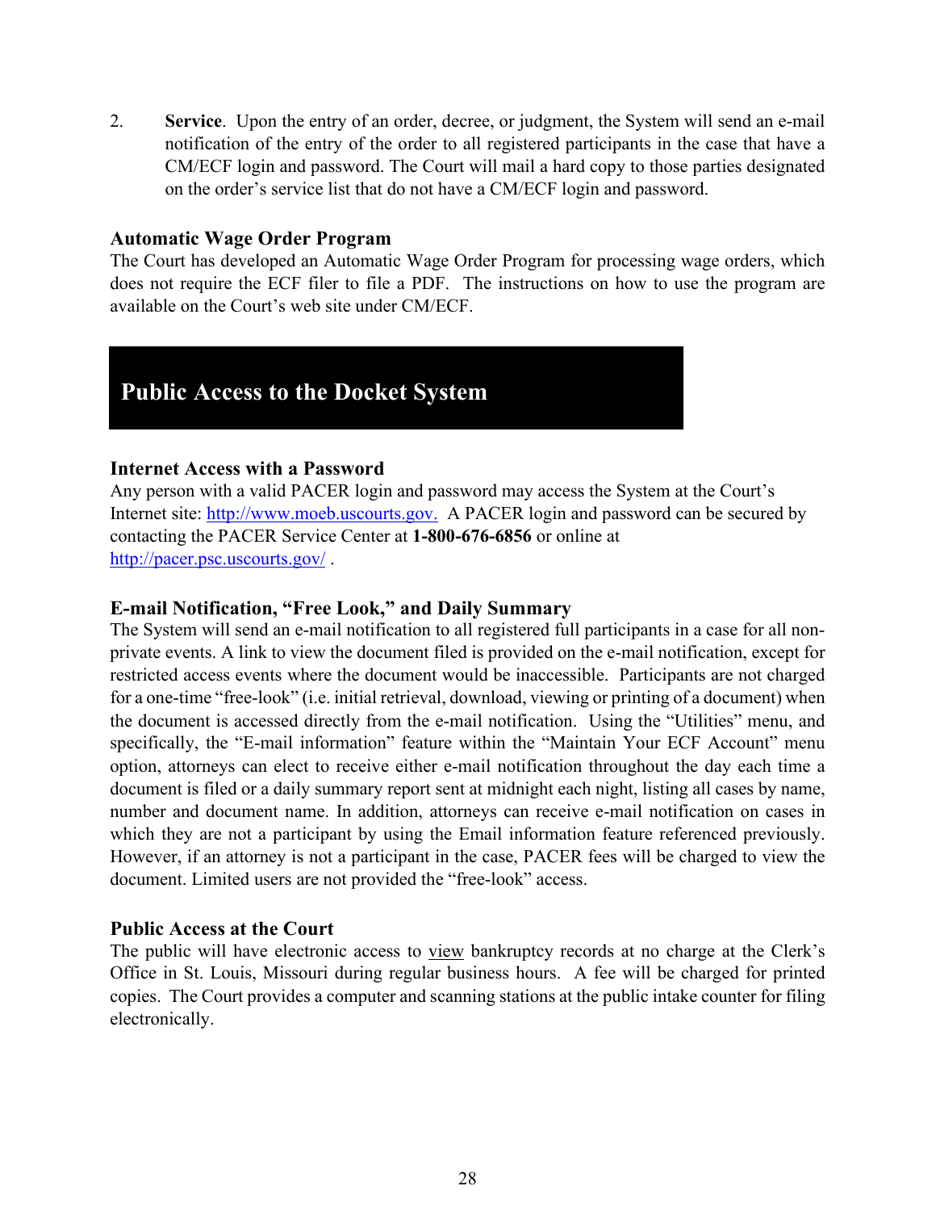2. **Service**. Upon the entry of an order, decree, or judgment, the System will send an e-mail notification of the entry of the order to all registered participants in the case that have a CM/ECF login and password. The Court will mail a hard copy to those parties designated on the order's service list that do not have a CM/ECF login and password.

### Automatic Wage Order Program

The Court has developed an Automatic Wage Order Program for processing wage orders, which does not require the ECF filer to file a PDF. The instructions on how to use the program are available on the Court's web site under CM/ECF.

## Public Access to the Docket System

### Internet Access with a Password

Any person with a valid PACER login and password may access the System at the Court's Internet site: http://www.moeb.uscourts.gov. A PACER login and password can be secured by contacting the PACER Service Center at **1-800-676-6856** or online at http://pacer.psc.uscourts.gov/ .

### E-mail Notification, "Free Look," and Daily Summary

The System will send an e-mail notification to all registered full participants in a case for all non-private events. A link to view the document filed is provided on the e-mail notification, except for restricted access events where the document would be inaccessible. Participants are not charged for a one-time "free-look" (i.e. initial retrieval, download, viewing or printing of a document) when the document is accessed directly from the e-mail notification. Using the "Utilities" menu, and specifically, the "E-mail information" feature within the "Maintain Your ECF Account" menu option, attorneys can elect to receive either e-mail notification throughout the day each time a document is filed or a daily summary report sent at midnight each night, listing all cases by name, number and document name. In addition, attorneys can receive e-mail notification on cases in which they are not a participant by using the Email information feature referenced previously. However, if an attorney is not a participant in the case, PACER fees will be charged to view the document. Limited users are not provided the "free-look" access.

### Public Access at the Court

The public will have electronic access to view bankruptcy records at no charge at the Clerk's Office in St. Louis, Missouri during regular business hours. A fee will be charged for printed copies. The Court provides a computer and scanning stations at the public intake counter for filing electronically.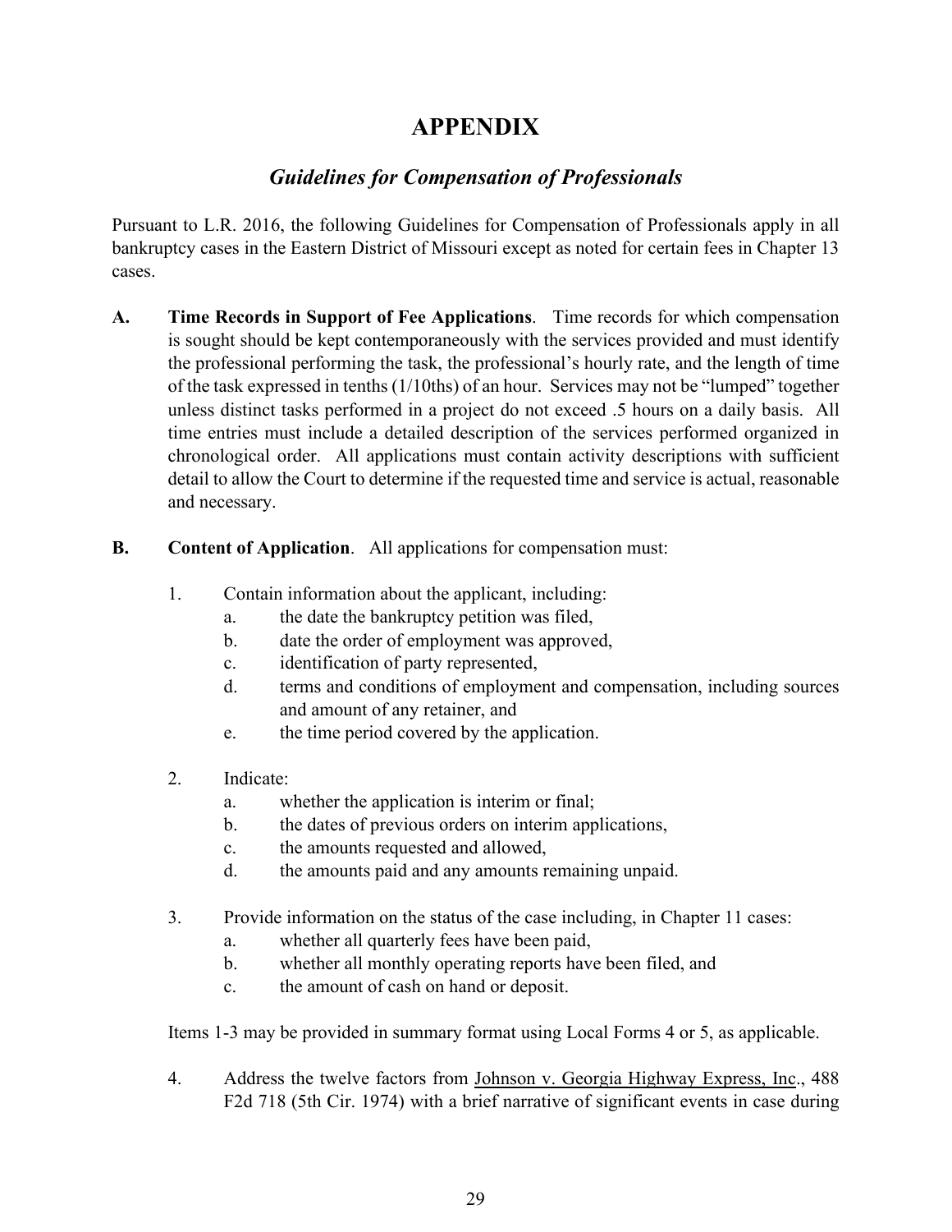# APPENDIX

## *Guidelines for Compensation of Professionals*

Pursuant to L.R. 2016, the following Guidelines for Compensation of Professionals apply in all bankruptcy cases in the Eastern District of Missouri except as noted for certain fees in Chapter 13 cases.

**A. Time Records in Support of Fee Applications**. Time records for which compensation is sought should be kept contemporaneously with the services provided and must identify the professional performing the task, the professional's hourly rate, and the length of time of the task expressed in tenths (1/10ths) of an hour. Services may not be "lumped" together unless distinct tasks performed in a project do not exceed .5 hours on a daily basis. All time entries must include a detailed description of the services performed organized in chronological order. All applications must contain activity descriptions with sufficient detail to allow the Court to determine if the requested time and service is actual, reasonable and necessary.

**B. Content of Application**. All applications for compensation must:

1. Contain information about the applicant, including:
   a. the date the bankruptcy petition was filed,
   b. date the order of employment was approved,
   c. identification of party represented,
   d. terms and conditions of employment and compensation, including sources and amount of any retainer, and
   e. the time period covered by the application.

2. Indicate:
   a. whether the application is interim or final;
   b. the dates of previous orders on interim applications,
   c. the amounts requested and allowed,
   d. the amounts paid and any amounts remaining unpaid.

3. Provide information on the status of the case including, in Chapter 11 cases:
   a. whether all quarterly fees have been paid,
   b. whether all monthly operating reports have been filed, and
   c. the amount of cash on hand or deposit.

   Items 1-3 may be provided in summary format using Local Forms 4 or 5, as applicable.

4. Address the twelve factors from Johnson v. Georgia Highway Express, Inc., 488 F2d 718 (5th Cir. 1974) with a brief narrative of significant events in case during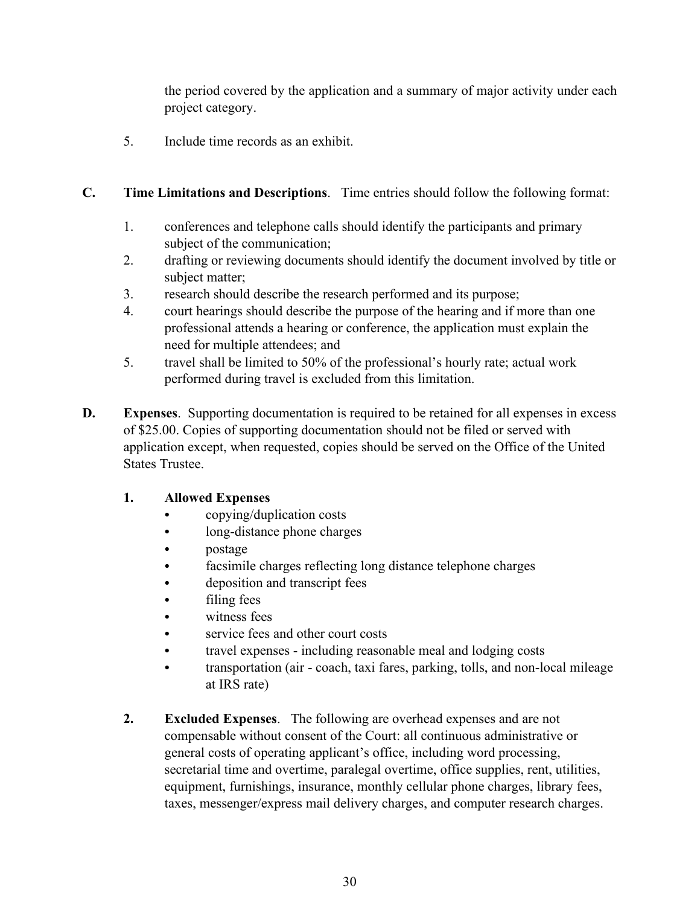the period covered by the application and a summary of major activity under each project category.

5. Include time records as an exhibit.

**C. Time Limitations and Descriptions**. Time entries should follow the following format:

1. conferences and telephone calls should identify the participants and primary subject of the communication;
2. drafting or reviewing documents should identify the document involved by title or subject matter;
3. research should describe the research performed and its purpose;
4. court hearings should describe the purpose of the hearing and if more than one professional attends a hearing or conference, the application must explain the need for multiple attendees; and
5. travel shall be limited to 50% of the professional's hourly rate; actual work performed during travel is excluded from this limitation.

**D. Expenses**. Supporting documentation is required to be retained for all expenses in excess of $25.00. Copies of supporting documentation should not be filed or served with application except, when requested, copies should be served on the Office of the United States Trustee.

**1. Allowed Expenses**

- copying/duplication costs
- long-distance phone charges
- postage
- facsimile charges reflecting long distance telephone charges
- deposition and transcript fees
- filing fees
- witness fees
- service fees and other court costs
- travel expenses - including reasonable meal and lodging costs
- transportation (air - coach, taxi fares, parking, tolls, and non-local mileage at IRS rate)

**2. Excluded Expenses**. The following are overhead expenses and are not compensable without consent of the Court: all continuous administrative or general costs of operating applicant's office, including word processing, secretarial time and overtime, paralegal overtime, office supplies, rent, utilities, equipment, furnishings, insurance, monthly cellular phone charges, library fees, taxes, messenger/express mail delivery charges, and computer research charges.